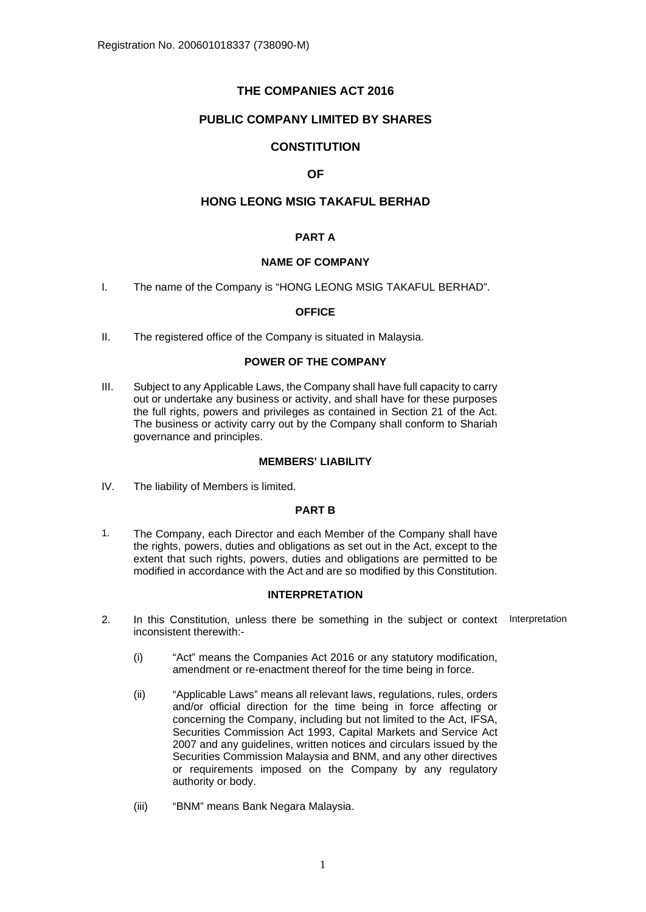Registration No. 200601018337 (738090-M)

# THE COMPANIES ACT 2016

## PUBLIC COMPANY LIMITED BY SHARES

## CONSTITUTION

## OF

## HONG LEONG MSIG TAKAFUL BERHAD

### PART A

#### NAME OF COMPANY

I. The name of the Company is "HONG LEONG MSIG TAKAFUL BERHAD".

#### OFFICE

II. The registered office of the Company is situated in Malaysia.

#### POWER OF THE COMPANY

III. Subject to any Applicable Laws, the Company shall have full capacity to carry out or undertake any business or activity, and shall have for these purposes the full rights, powers and privileges as contained in Section 21 of the Act. The business or activity carry out by the Company shall conform to Shariah governance and principles.

#### MEMBERS' LIABILITY

IV. The liability of Members is limited.

### PART B

1. The Company, each Director and each Member of the Company shall have the rights, powers, duties and obligations as set out in the Act, except to the extent that such rights, powers, duties and obligations are permitted to be modified in accordance with the Act and are so modified by this Constitution.

#### INTERPRETATION

2. In this Constitution, unless there be something in the subject or context inconsistent therewith:- *Interpretation*

   (i) "Act" means the Companies Act 2016 or any statutory modification, amendment or re-enactment thereof for the time being in force.

   (ii) "Applicable Laws" means all relevant laws, regulations, rules, orders and/or official direction for the time being in force affecting or concerning the Company, including but not limited to the Act, IFSA, Securities Commission Act 1993, Capital Markets and Service Act 2007 and any guidelines, written notices and circulars issued by the Securities Commission Malaysia and BNM, and any other directives or requirements imposed on the Company by any regulatory authority or body.

   (iii) "BNM" means Bank Negara Malaysia.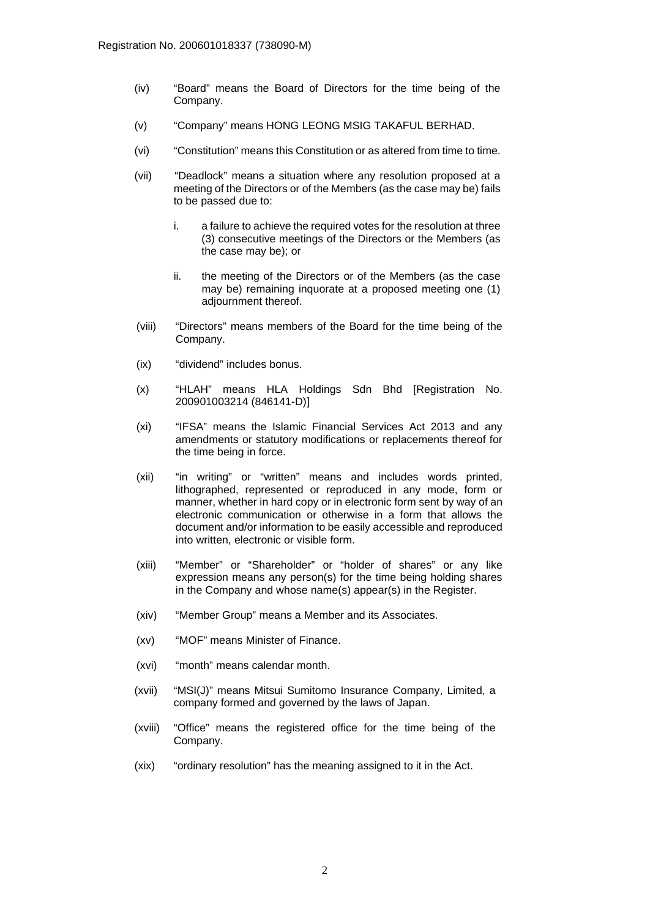(iv) “Board” means the Board of Directors for the time being of the Company.

(v) “Company” means HONG LEONG MSIG TAKAFUL BERHAD.

(vi) “Constitution” means this Constitution or as altered from time to time.

(vii) “Deadlock” means a situation where any resolution proposed at a meeting of the Directors or of the Members (as the case may be) fails to be passed due to:

   i. a failure to achieve the required votes for the resolution at three (3) consecutive meetings of the Directors or the Members (as the case may be); or

   ii. the meeting of the Directors or of the Members (as the case may be) remaining inquorate at a proposed meeting one (1) adjournment thereof.

(viii) “Directors” means members of the Board for the time being of the Company.

(ix) “dividend” includes bonus.

(x) “HLAH” means HLA Holdings Sdn Bhd [Registration No. 200901003214 (846141-D)]

(xi) “IFSA” means the Islamic Financial Services Act 2013 and any amendments or statutory modifications or replacements thereof for the time being in force.

(xii) “in writing” or “written” means and includes words printed, lithographed, represented or reproduced in any mode, form or manner, whether in hard copy or in electronic form sent by way of an electronic communication or otherwise in a form that allows the document and/or information to be easily accessible and reproduced into written, electronic or visible form.

(xiii) “Member” or “Shareholder” or “holder of shares” or any like expression means any person(s) for the time being holding shares in the Company and whose name(s) appear(s) in the Register.

(xiv) “Member Group” means a Member and its Associates.

(xv) “MOF” means Minister of Finance.

(xvi) “month” means calendar month.

(xvii) “MSI(J)” means Mitsui Sumitomo Insurance Company, Limited, a company formed and governed by the laws of Japan.

(xviii) “Office” means the registered office for the time being of the Company.

(xix) “ordinary resolution” has the meaning assigned to it in the Act.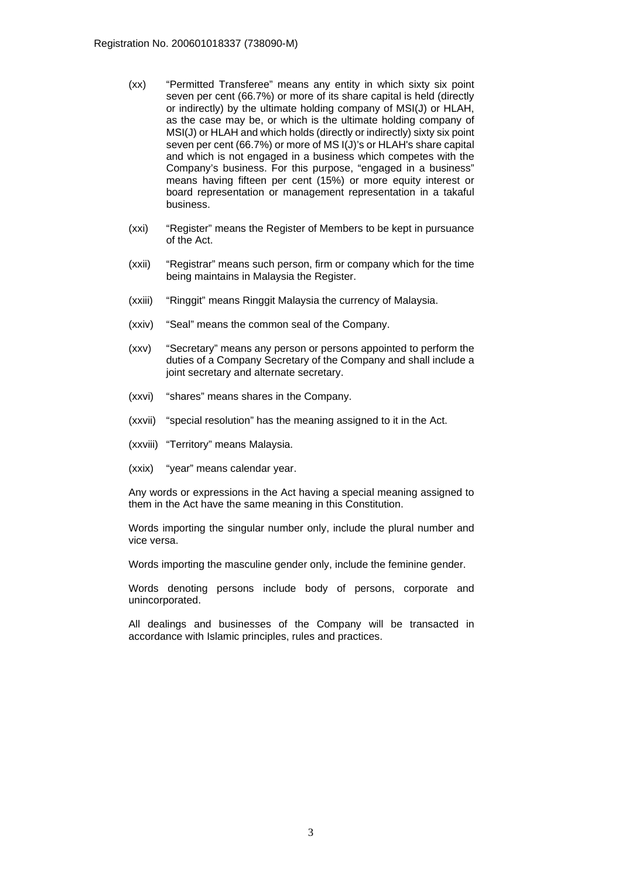(xx) "Permitted Transferee" means any entity in which sixty six point seven per cent (66.7%) or more of its share capital is held (directly or indirectly) by the ultimate holding company of MSI(J) or HLAH, as the case may be, or which is the ultimate holding company of MSI(J) or HLAH and which holds (directly or indirectly) sixty six point seven per cent (66.7%) or more of MS I(J)'s or HLAH's share capital and which is not engaged in a business which competes with the Company's business. For this purpose, "engaged in a business" means having fifteen per cent (15%) or more equity interest or board representation or management representation in a takaful business.

(xxi) "Register" means the Register of Members to be kept in pursuance of the Act.

(xxii) "Registrar" means such person, firm or company which for the time being maintains in Malaysia the Register.

(xxiii) "Ringgit" means Ringgit Malaysia the currency of Malaysia.

(xxiv) "Seal" means the common seal of the Company.

(xxv) "Secretary" means any person or persons appointed to perform the duties of a Company Secretary of the Company and shall include a joint secretary and alternate secretary.

(xxvi) "shares" means shares in the Company.

(xxvii) "special resolution" has the meaning assigned to it in the Act.

(xxviii) "Territory" means Malaysia.

(xxix) "year" means calendar year.

Any words or expressions in the Act having a special meaning assigned to them in the Act have the same meaning in this Constitution.

Words importing the singular number only, include the plural number and vice versa.

Words importing the masculine gender only, include the feminine gender.

Words denoting persons include body of persons, corporate and unincorporated.

All dealings and businesses of the Company will be transacted in accordance with Islamic principles, rules and practices.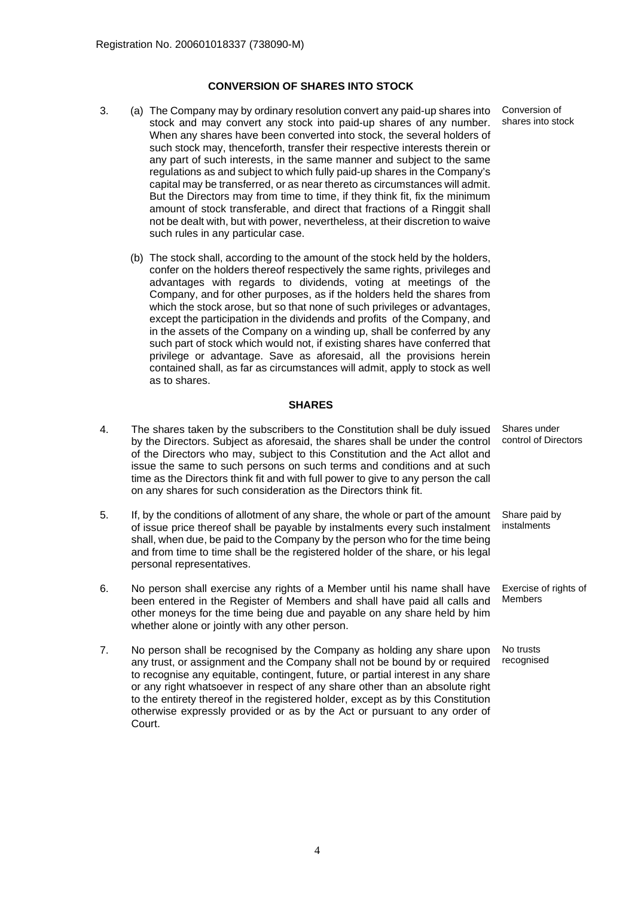Registration No. 200601018337 (738090-M)

## CONVERSION OF SHARES INTO STOCK

3. (a) The Company may by ordinary resolution convert any paid-up shares into stock and may convert any stock into paid-up shares of any number. When any shares have been converted into stock, the several holders of such stock may, thenceforth, transfer their respective interests therein or any part of such interests, in the same manner and subject to the same regulations as and subject to which fully paid-up shares in the Company's capital may be transferred, or as near thereto as circumstances will admit. But the Directors may from time to time, if they think fit, fix the minimum amount of stock transferable, and direct that fractions of a Ringgit shall not be dealt with, but with power, nevertheless, at their discretion to waive such rules in any particular case. *Conversion of shares into stock*

   (b) The stock shall, according to the amount of the stock held by the holders, confer on the holders thereof respectively the same rights, privileges and advantages with regards to dividends, voting at meetings of the Company, and for other purposes, as if the holders held the shares from which the stock arose, but so that none of such privileges or advantages, except the participation in the dividends and profits of the Company, and in the assets of the Company on a winding up, shall be conferred by any such part of stock which would not, if existing shares have conferred that privilege or advantage. Save as aforesaid, all the provisions herein contained shall, as far as circumstances will admit, apply to stock as well as to shares.

## SHARES

4. The shares taken by the subscribers to the Constitution shall be duly issued by the Directors. Subject as aforesaid, the shares shall be under the control of the Directors who may, subject to this Constitution and the Act allot and issue the same to such persons on such terms and conditions and at such time as the Directors think fit and with full power to give to any person the call on any shares for such consideration as the Directors think fit. *Shares under control of Directors*

5. If, by the conditions of allotment of any share, the whole or part of the amount of issue price thereof shall be payable by instalments every such instalment shall, when due, be paid to the Company by the person who for the time being and from time to time shall be the registered holder of the share, or his legal personal representatives. *Share paid by instalments*

6. No person shall exercise any rights of a Member until his name shall have been entered in the Register of Members and shall have paid all calls and other moneys for the time being due and payable on any share held by him whether alone or jointly with any other person. *Exercise of rights of Members*

7. No person shall be recognised by the Company as holding any share upon any trust, or assignment and the Company shall not be bound by or required to recognise any equitable, contingent, future, or partial interest in any share or any right whatsoever in respect of any share other than an absolute right to the entirety thereof in the registered holder, except as by this Constitution otherwise expressly provided or as by the Act or pursuant to any order of Court. *No trusts recognised*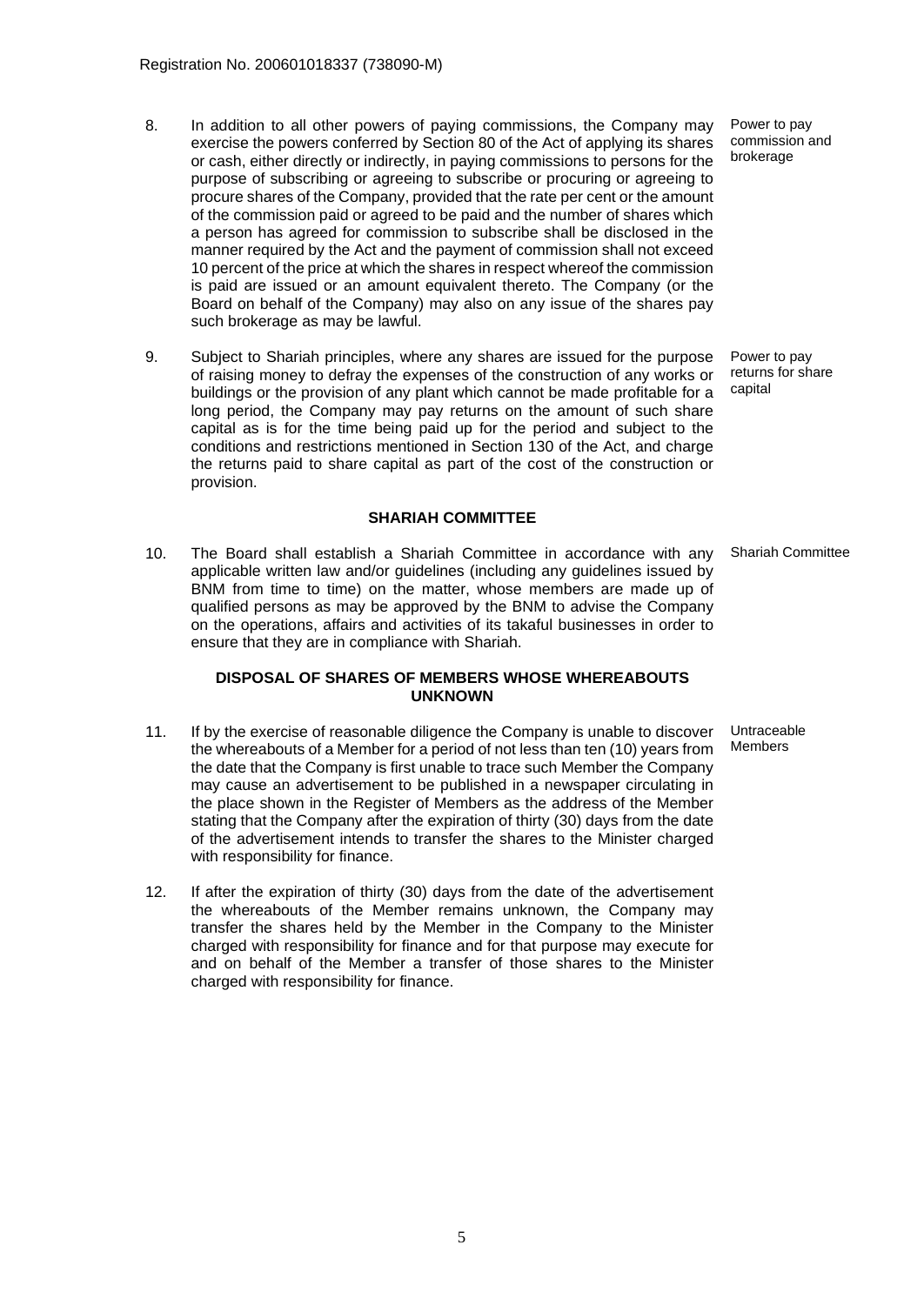8. In addition to all other powers of paying commissions, the Company may exercise the powers conferred by Section 80 of the Act of applying its shares or cash, either directly or indirectly, in paying commissions to persons for the purpose of subscribing or agreeing to subscribe or procuring or agreeing to procure shares of the Company, provided that the rate per cent or the amount of the commission paid or agreed to be paid and the number of shares which a person has agreed for commission to subscribe shall be disclosed in the manner required by the Act and the payment of commission shall not exceed 10 percent of the price at which the shares in respect whereof the commission is paid are issued or an amount equivalent thereto. The Company (or the Board on behalf of the Company) may also on any issue of the shares pay such brokerage as may be lawful. *Power to pay commission and brokerage*

9. Subject to Shariah principles, where any shares are issued for the purpose of raising money to defray the expenses of the construction of any works or buildings or the provision of any plant which cannot be made profitable for a long period, the Company may pay returns on the amount of such share capital as is for the time being paid up for the period and subject to the conditions and restrictions mentioned in Section 130 of the Act, and charge the returns paid to share capital as part of the cost of the construction or provision. *Power to pay returns for share capital*

## SHARIAH COMMITTEE

10. The Board shall establish a Shariah Committee in accordance with any applicable written law and/or guidelines (including any guidelines issued by BNM from time to time) on the matter, whose members are made up of qualified persons as may be approved by the BNM to advise the Company on the operations, affairs and activities of its takaful businesses in order to ensure that they are in compliance with Shariah. *Shariah Committee*

## DISPOSAL OF SHARES OF MEMBERS WHOSE WHEREABOUTS UNKNOWN

11. If by the exercise of reasonable diligence the Company is unable to discover the whereabouts of a Member for a period of not less than ten (10) years from the date that the Company is first unable to trace such Member the Company may cause an advertisement to be published in a newspaper circulating in the place shown in the Register of Members as the address of the Member stating that the Company after the expiration of thirty (30) days from the date of the advertisement intends to transfer the shares to the Minister charged with responsibility for finance. *Untraceable Members*

12. If after the expiration of thirty (30) days from the date of the advertisement the whereabouts of the Member remains unknown, the Company may transfer the shares held by the Member in the Company to the Minister charged with responsibility for finance and for that purpose may execute for and on behalf of the Member a transfer of those shares to the Minister charged with responsibility for finance.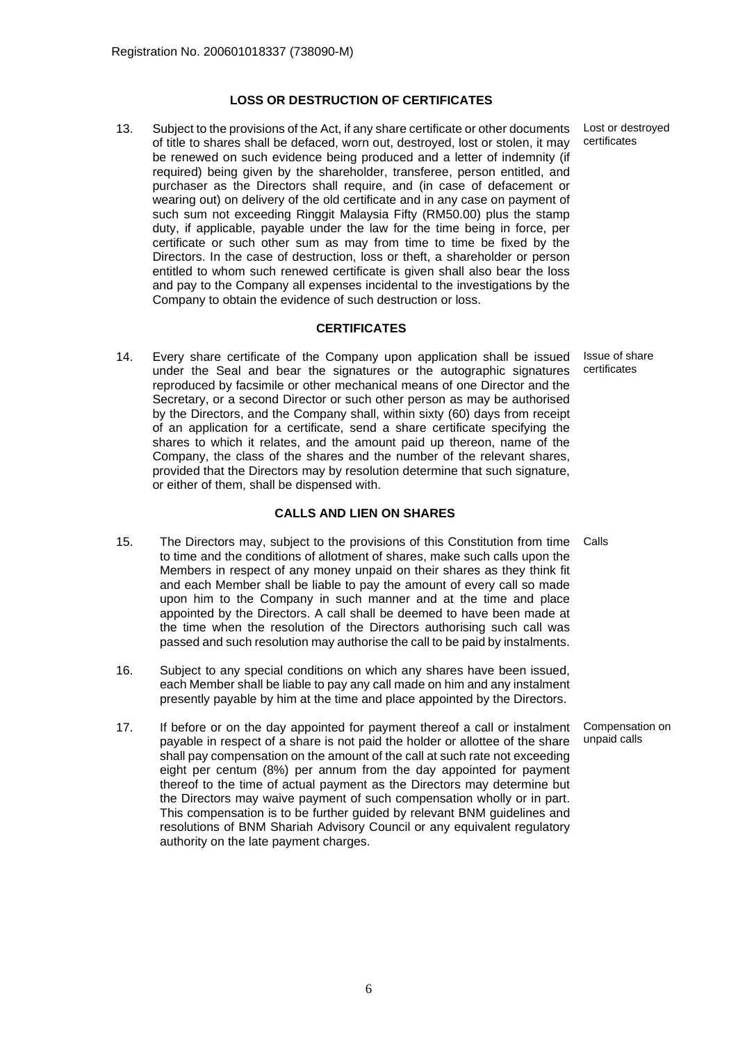## LOSS OR DESTRUCTION OF CERTIFICATES

13. Subject to the provisions of the Act, if any share certificate or other documents of title to shares shall be defaced, worn out, destroyed, lost or stolen, it may be renewed on such evidence being produced and a letter of indemnity (if required) being given by the shareholder, transferee, person entitled, and purchaser as the Directors shall require, and (in case of defacement or wearing out) on delivery of the old certificate and in any case on payment of such sum not exceeding Ringgit Malaysia Fifty (RM50.00) plus the stamp duty, if applicable, payable under the law for the time being in force, per certificate or such other sum as may from time to time be fixed by the Directors. In the case of destruction, loss or theft, a shareholder or person entitled to whom such renewed certificate is given shall also bear the loss and pay to the Company all expenses incidental to the investigations by the Company to obtain the evidence of such destruction or loss.

*Lost or destroyed certificates*

## CERTIFICATES

14. Every share certificate of the Company upon application shall be issued under the Seal and bear the signatures or the autographic signatures reproduced by facsimile or other mechanical means of one Director and the Secretary, or a second Director or such other person as may be authorised by the Directors, and the Company shall, within sixty (60) days from receipt of an application for a certificate, send a share certificate specifying the shares to which it relates, and the amount paid up thereon, name of the Company, the class of the shares and the number of the relevant shares, provided that the Directors may by resolution determine that such signature, or either of them, shall be dispensed with.

*Issue of share certificates*

## CALLS AND LIEN ON SHARES

15. The Directors may, subject to the provisions of this Constitution from time to time and the conditions of allotment of shares, make such calls upon the Members in respect of any money unpaid on their shares as they think fit and each Member shall be liable to pay the amount of every call so made upon him to the Company in such manner and at the time and place appointed by the Directors. A call shall be deemed to have been made at the time when the resolution of the Directors authorising such call was passed and such resolution may authorise the call to be paid by instalments.

*Calls*

16. Subject to any special conditions on which any shares have been issued, each Member shall be liable to pay any call made on him and any instalment presently payable by him at the time and place appointed by the Directors.

17. If before or on the day appointed for payment thereof a call or instalment payable in respect of a share is not paid the holder or allottee of the share shall pay compensation on the amount of the call at such rate not exceeding eight per centum (8%) per annum from the day appointed for payment thereof to the time of actual payment as the Directors may determine but the Directors may waive payment of such compensation wholly or in part. This compensation is to be further guided by relevant BNM guidelines and resolutions of BNM Shariah Advisory Council or any equivalent regulatory authority on the late payment charges.

*Compensation on unpaid calls*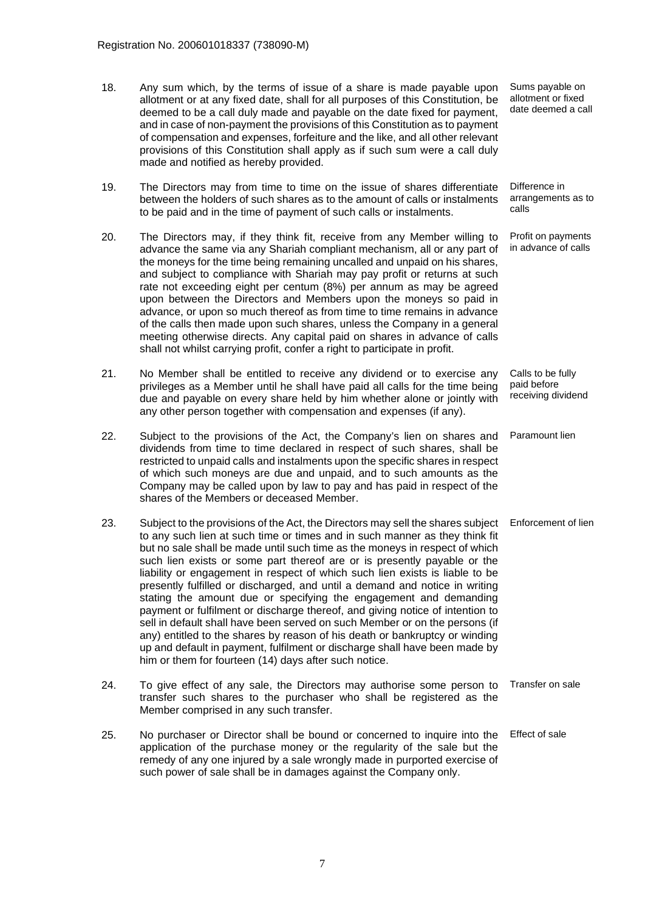18. Any sum which, by the terms of issue of a share is made payable upon allotment or at any fixed date, shall for all purposes of this Constitution, be deemed to be a call duly made and payable on the date fixed for payment, and in case of non-payment the provisions of this Constitution as to payment of compensation and expenses, forfeiture and the like, and all other relevant provisions of this Constitution shall apply as if such sum were a call duly made and notified as hereby provided.

*Sums payable on allotment or fixed date deemed a call*

19. The Directors may from time to time on the issue of shares differentiate between the holders of such shares as to the amount of calls or instalments to be paid and in the time of payment of such calls or instalments.

*Difference in arrangements as to calls*

20. The Directors may, if they think fit, receive from any Member willing to advance the same via any Shariah compliant mechanism, all or any part of the moneys for the time being remaining uncalled and unpaid on his shares, and subject to compliance with Shariah may pay profit or returns at such rate not exceeding eight per centum (8%) per annum as may be agreed upon between the Directors and Members upon the moneys so paid in advance, or upon so much thereof as from time to time remains in advance of the calls then made upon such shares, unless the Company in a general meeting otherwise directs. Any capital paid on shares in advance of calls shall not whilst carrying profit, confer a right to participate in profit.

*Profit on payments in advance of calls*

21. No Member shall be entitled to receive any dividend or to exercise any privileges as a Member until he shall have paid all calls for the time being due and payable on every share held by him whether alone or jointly with any other person together with compensation and expenses (if any).

*Calls to be fully paid before receiving dividend*

22. Subject to the provisions of the Act, the Company's lien on shares and dividends from time to time declared in respect of such shares, shall be restricted to unpaid calls and instalments upon the specific shares in respect of which such moneys are due and unpaid, and to such amounts as the Company may be called upon by law to pay and has paid in respect of the shares of the Members or deceased Member.

*Paramount lien*

23. Subject to the provisions of the Act, the Directors may sell the shares subject to any such lien at such time or times and in such manner as they think fit but no sale shall be made until such time as the moneys in respect of which such lien exists or some part thereof are or is presently payable or the liability or engagement in respect of which such lien exists is liable to be presently fulfilled or discharged, and until a demand and notice in writing stating the amount due or specifying the engagement and demanding payment or fulfilment or discharge thereof, and giving notice of intention to sell in default shall have been served on such Member or on the persons (if any) entitled to the shares by reason of his death or bankruptcy or winding up and default in payment, fulfilment or discharge shall have been made by him or them for fourteen (14) days after such notice.

*Enforcement of lien*

24. To give effect of any sale, the Directors may authorise some person to transfer such shares to the purchaser who shall be registered as the Member comprised in any such transfer.

*Transfer on sale*

25. No purchaser or Director shall be bound or concerned to inquire into the application of the purchase money or the regularity of the sale but the remedy of any one injured by a sale wrongly made in purported exercise of such power of sale shall be in damages against the Company only.

*Effect of sale*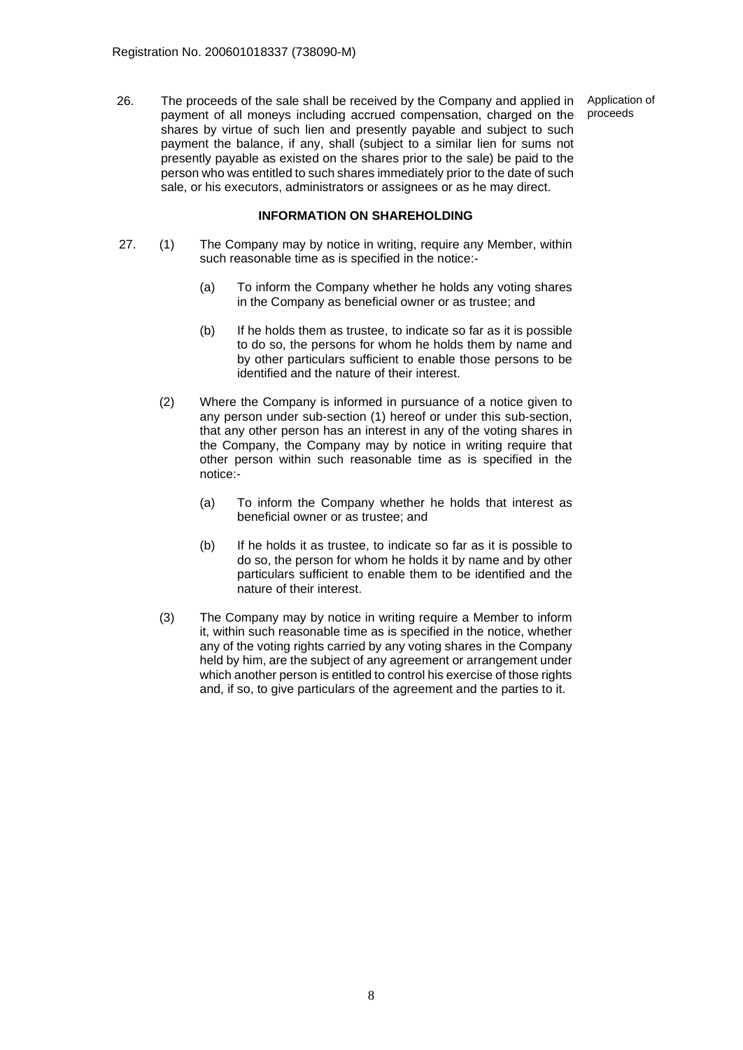26. The proceeds of the sale shall be received by the Company and applied in payment of all moneys including accrued compensation, charged on the shares by virtue of such lien and presently payable and subject to such payment the balance, if any, shall (subject to a similar lien for sums not presently payable as existed on the shares prior to the sale) be paid to the person who was entitled to such shares immediately prior to the date of such sale, or his executors, administrators or assignees or as he may direct.

Application of proceeds

**INFORMATION ON SHAREHOLDING**

27. (1) The Company may by notice in writing, require any Member, within such reasonable time as is specified in the notice:-

   (a) To inform the Company whether he holds any voting shares in the Company as beneficial owner or as trustee; and

   (b) If he holds them as trustee, to indicate so far as it is possible to do so, the persons for whom he holds them by name and by other particulars sufficient to enable those persons to be identified and the nature of their interest.

(2) Where the Company is informed in pursuance of a notice given to any person under sub-section (1) hereof or under this sub-section, that any other person has an interest in any of the voting shares in the Company, the Company may by notice in writing require that other person within such reasonable time as is specified in the notice:-

   (a) To inform the Company whether he holds that interest as beneficial owner or as trustee; and

   (b) If he holds it as trustee, to indicate so far as it is possible to do so, the person for whom he holds it by name and by other particulars sufficient to enable them to be identified and the nature of their interest.

(3) The Company may by notice in writing require a Member to inform it, within such reasonable time as is specified in the notice, whether any of the voting rights carried by any voting shares in the Company held by him, are the subject of any agreement or arrangement under which another person is entitled to control his exercise of those rights and, if so, to give particulars of the agreement and the parties to it.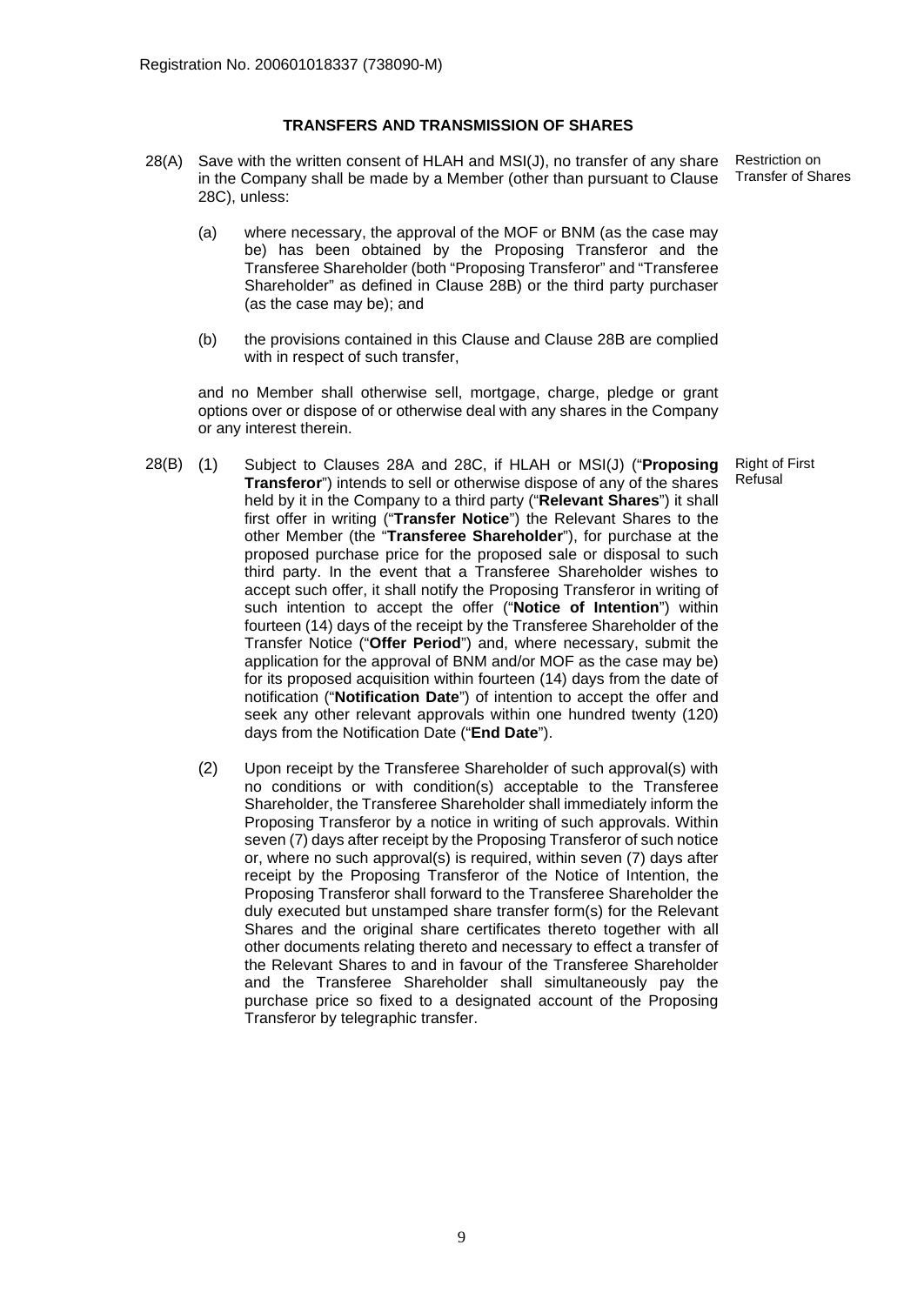Registration No. 200601018337 (738090-M)

**TRANSFERS AND TRANSMISSION OF SHARES**

28(A) Save with the written consent of HLAH and MSI(J), no transfer of any share in the Company shall be made by a Member (other than pursuant to Clause 28C), unless:

*Restriction on Transfer of Shares*

(a) where necessary, the approval of the MOF or BNM (as the case may be) has been obtained by the Proposing Transferor and the Transferee Shareholder (both "Proposing Transferor" and "Transferee Shareholder" as defined in Clause 28B) or the third party purchaser (as the case may be); and

(b) the provisions contained in this Clause and Clause 28B are complied with in respect of such transfer,

and no Member shall otherwise sell, mortgage, charge, pledge or grant options over or dispose of or otherwise deal with any shares in the Company or any interest therein.

28(B) (1) Subject to Clauses 28A and 28C, if HLAH or MSI(J) ("**Proposing Transferor**") intends to sell or otherwise dispose of any of the shares held by it in the Company to a third party ("**Relevant Shares**") it shall first offer in writing ("**Transfer Notice**") the Relevant Shares to the other Member (the "**Transferee Shareholder**"), for purchase at the proposed purchase price for the proposed sale or disposal to such third party. In the event that a Transferee Shareholder wishes to accept such offer, it shall notify the Proposing Transferor in writing of such intention to accept the offer ("**Notice of Intention**") within fourteen (14) days of the receipt by the Transferee Shareholder of the Transfer Notice ("**Offer Period**") and, where necessary, submit the application for the approval of BNM and/or MOF as the case may be) for its proposed acquisition within fourteen (14) days from the date of notification ("**Notification Date**") of intention to accept the offer and seek any other relevant approvals within one hundred twenty (120) days from the Notification Date ("**End Date**").

*Right of First Refusal*

(2) Upon receipt by the Transferee Shareholder of such approval(s) with no conditions or with condition(s) acceptable to the Transferee Shareholder, the Transferee Shareholder shall immediately inform the Proposing Transferor by a notice in writing of such approvals. Within seven (7) days after receipt by the Proposing Transferor of such notice or, where no such approval(s) is required, within seven (7) days after receipt by the Proposing Transferor of the Notice of Intention, the Proposing Transferor shall forward to the Transferee Shareholder the duly executed but unstamped share transfer form(s) for the Relevant Shares and the original share certificates thereto together with all other documents relating thereto and necessary to effect a transfer of the Relevant Shares to and in favour of the Transferee Shareholder and the Transferee Shareholder shall simultaneously pay the purchase price so fixed to a designated account of the Proposing Transferor by telegraphic transfer.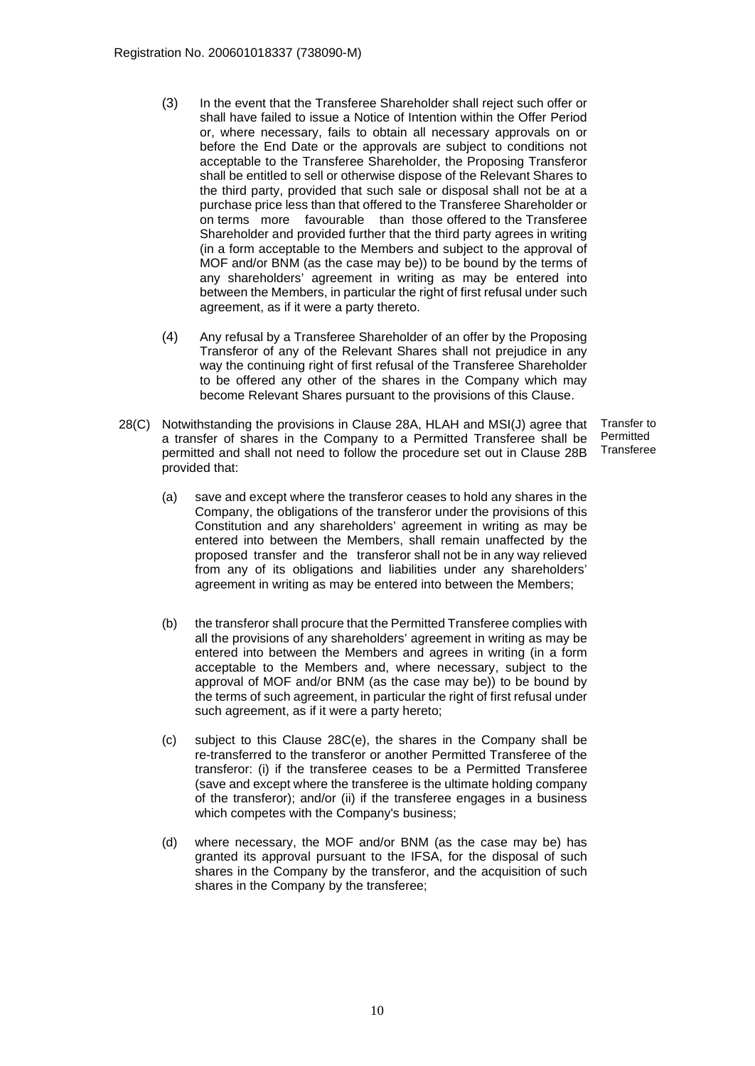(3) In the event that the Transferee Shareholder shall reject such offer or shall have failed to issue a Notice of Intention within the Offer Period or, where necessary, fails to obtain all necessary approvals on or before the End Date or the approvals are subject to conditions not acceptable to the Transferee Shareholder, the Proposing Transferor shall be entitled to sell or otherwise dispose of the Relevant Shares to the third party, provided that such sale or disposal shall not be at a purchase price less than that offered to the Transferee Shareholder or on terms more favourable than those offered to the Transferee Shareholder and provided further that the third party agrees in writing (in a form acceptable to the Members and subject to the approval of MOF and/or BNM (as the case may be)) to be bound by the terms of any shareholders' agreement in writing as may be entered into between the Members, in particular the right of first refusal under such agreement, as if it were a party thereto.

(4) Any refusal by a Transferee Shareholder of an offer by the Proposing Transferor of any of the Relevant Shares shall not prejudice in any way the continuing right of first refusal of the Transferee Shareholder to be offered any other of the shares in the Company which may become Relevant Shares pursuant to the provisions of this Clause.

**Transfer to Permitted Transferee**

28(C) Notwithstanding the provisions in Clause 28A, HLAH and MSI(J) agree that a transfer of shares in the Company to a Permitted Transferee shall be permitted and shall not need to follow the procedure set out in Clause 28B provided that:

(a) save and except where the transferor ceases to hold any shares in the Company, the obligations of the transferor under the provisions of this Constitution and any shareholders' agreement in writing as may be entered into between the Members, shall remain unaffected by the proposed transfer and the transferor shall not be in any way relieved from any of its obligations and liabilities under any shareholders' agreement in writing as may be entered into between the Members;

(b) the transferor shall procure that the Permitted Transferee complies with all the provisions of any shareholders' agreement in writing as may be entered into between the Members and agrees in writing (in a form acceptable to the Members and, where necessary, subject to the approval of MOF and/or BNM (as the case may be)) to be bound by the terms of such agreement, in particular the right of first refusal under such agreement, as if it were a party hereto;

(c) subject to this Clause 28C(e), the shares in the Company shall be re-transferred to the transferor or another Permitted Transferee of the transferor: (i) if the transferee ceases to be a Permitted Transferee (save and except where the transferee is the ultimate holding company of the transferor); and/or (ii) if the transferee engages in a business which competes with the Company's business;

(d) where necessary, the MOF and/or BNM (as the case may be) has granted its approval pursuant to the IFSA, for the disposal of such shares in the Company by the transferor, and the acquisition of such shares in the Company by the transferee;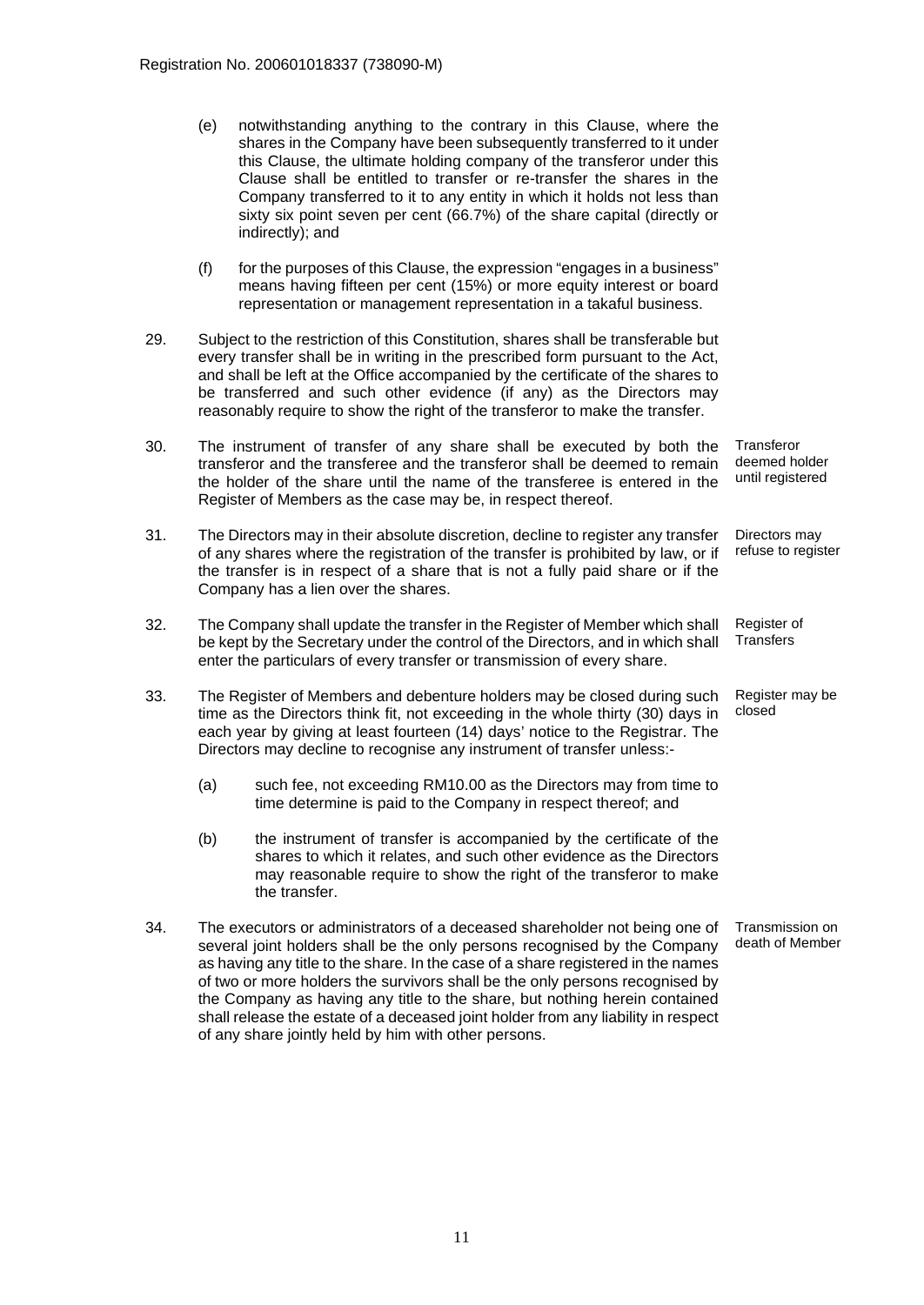(e) notwithstanding anything to the contrary in this Clause, where the shares in the Company have been subsequently transferred to it under this Clause, the ultimate holding company of the transferor under this Clause shall be entitled to transfer or re-transfer the shares in the Company transferred to it to any entity in which it holds not less than sixty six point seven per cent (66.7%) of the share capital (directly or indirectly); and

(f) for the purposes of this Clause, the expression "engages in a business" means having fifteen per cent (15%) or more equity interest or board representation or management representation in a takaful business.

29. Subject to the restriction of this Constitution, shares shall be transferable but every transfer shall be in writing in the prescribed form pursuant to the Act, and shall be left at the Office accompanied by the certificate of the shares to be transferred and such other evidence (if any) as the Directors may reasonably require to show the right of the transferor to make the transfer.

30. *Transferor deemed holder until registered* — The instrument of transfer of any share shall be executed by both the transferor and the transferee and the transferor shall be deemed to remain the holder of the share until the name of the transferee is entered in the Register of Members as the case may be, in respect thereof.

31. *Directors may refuse to register* — The Directors may in their absolute discretion, decline to register any transfer of any shares where the registration of the transfer is prohibited by law, or if the transfer is in respect of a share that is not a fully paid share or if the Company has a lien over the shares.

32. *Register of Transfers* — The Company shall update the transfer in the Register of Member which shall be kept by the Secretary under the control of the Directors, and in which shall enter the particulars of every transfer or transmission of every share.

33. *Register may be closed* — The Register of Members and debenture holders may be closed during such time as the Directors think fit, not exceeding in the whole thirty (30) days in each year by giving at least fourteen (14) days' notice to the Registrar. The Directors may decline to recognise any instrument of transfer unless:-

(a) such fee, not exceeding RM10.00 as the Directors may from time to time determine is paid to the Company in respect thereof; and

(b) the instrument of transfer is accompanied by the certificate of the shares to which it relates, and such other evidence as the Directors may reasonable require to show the right of the transferor to make the transfer.

34. *Transmission on death of Member* — The executors or administrators of a deceased shareholder not being one of several joint holders shall be the only persons recognised by the Company as having any title to the share. In the case of a share registered in the names of two or more holders the survivors shall be the only persons recognised by the Company as having any title to the share, but nothing herein contained shall release the estate of a deceased joint holder from any liability in respect of any share jointly held by him with other persons.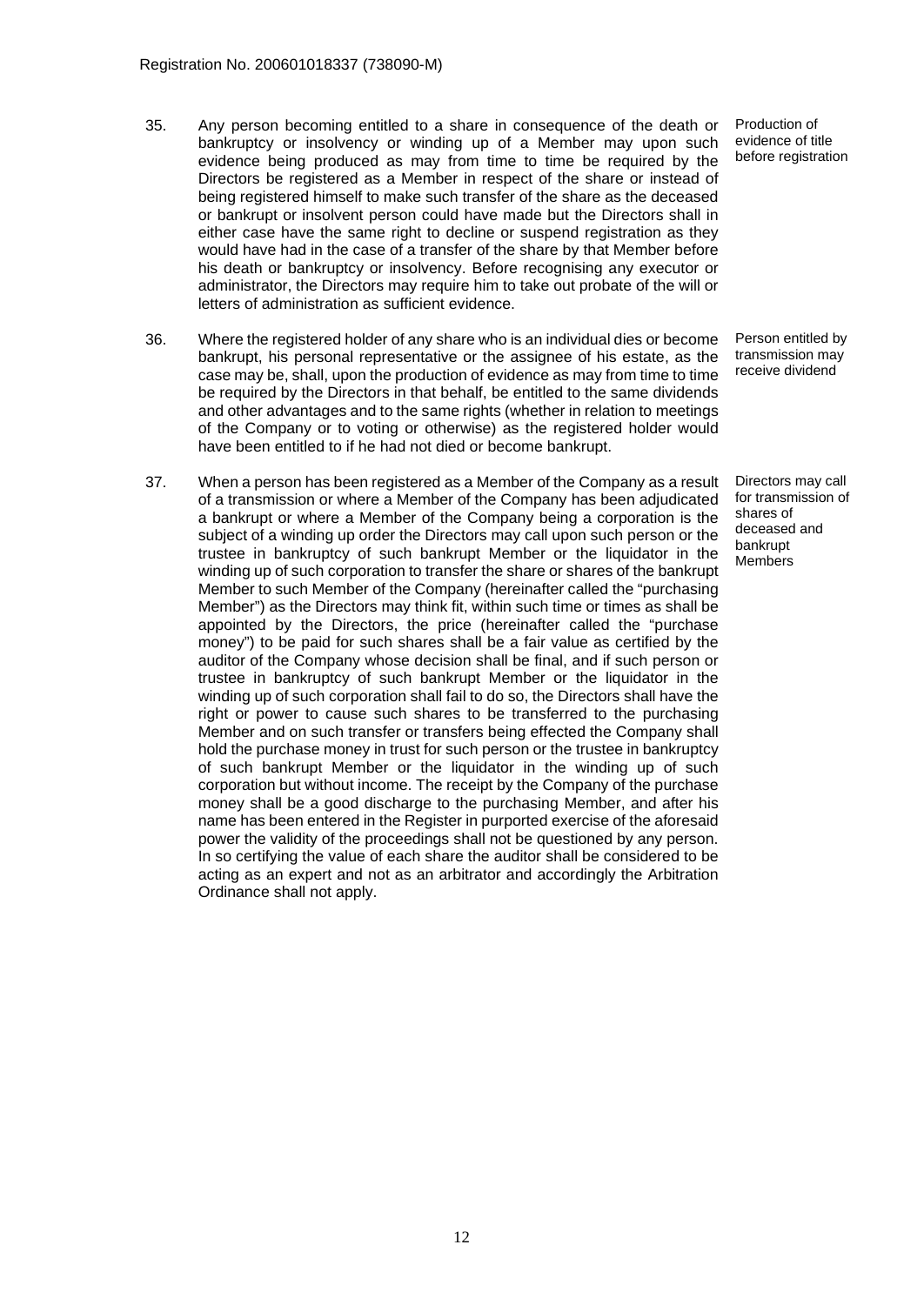35. Any person becoming entitled to a share in consequence of the death or bankruptcy or insolvency or winding up of a Member may upon such evidence being produced as may from time to time be required by the Directors be registered as a Member in respect of the share or instead of being registered himself to make such transfer of the share as the deceased or bankrupt or insolvent person could have made but the Directors shall in either case have the same right to decline or suspend registration as they would have had in the case of a transfer of the share by that Member before his death or bankruptcy or insolvency. Before recognising any executor or administrator, the Directors may require him to take out probate of the will or letters of administration as sufficient evidence.

*Production of evidence of title before registration*

36. Where the registered holder of any share who is an individual dies or become bankrupt, his personal representative or the assignee of his estate, as the case may be, shall, upon the production of evidence as may from time to time be required by the Directors in that behalf, be entitled to the same dividends and other advantages and to the same rights (whether in relation to meetings of the Company or to voting or otherwise) as the registered holder would have been entitled to if he had not died or become bankrupt.

*Person entitled by transmission may receive dividend*

37. When a person has been registered as a Member of the Company as a result of a transmission or where a Member of the Company has been adjudicated a bankrupt or where a Member of the Company being a corporation is the subject of a winding up order the Directors may call upon such person or the trustee in bankruptcy of such bankrupt Member or the liquidator in the winding up of such corporation to transfer the share or shares of the bankrupt Member to such Member of the Company (hereinafter called the "purchasing Member") as the Directors may think fit, within such time or times as shall be appointed by the Directors, the price (hereinafter called the "purchase money") to be paid for such shares shall be a fair value as certified by the auditor of the Company whose decision shall be final, and if such person or trustee in bankruptcy of such bankrupt Member or the liquidator in the winding up of such corporation shall fail to do so, the Directors shall have the right or power to cause such shares to be transferred to the purchasing Member and on such transfer or transfers being effected the Company shall hold the purchase money in trust for such person or the trustee in bankruptcy of such bankrupt Member or the liquidator in the winding up of such corporation but without income. The receipt by the Company of the purchase money shall be a good discharge to the purchasing Member, and after his name has been entered in the Register in purported exercise of the aforesaid power the validity of the proceedings shall not be questioned by any person. In so certifying the value of each share the auditor shall be considered to be acting as an expert and not as an arbitrator and accordingly the Arbitration Ordinance shall not apply.

*Directors may call for transmission of shares of deceased and bankrupt Members*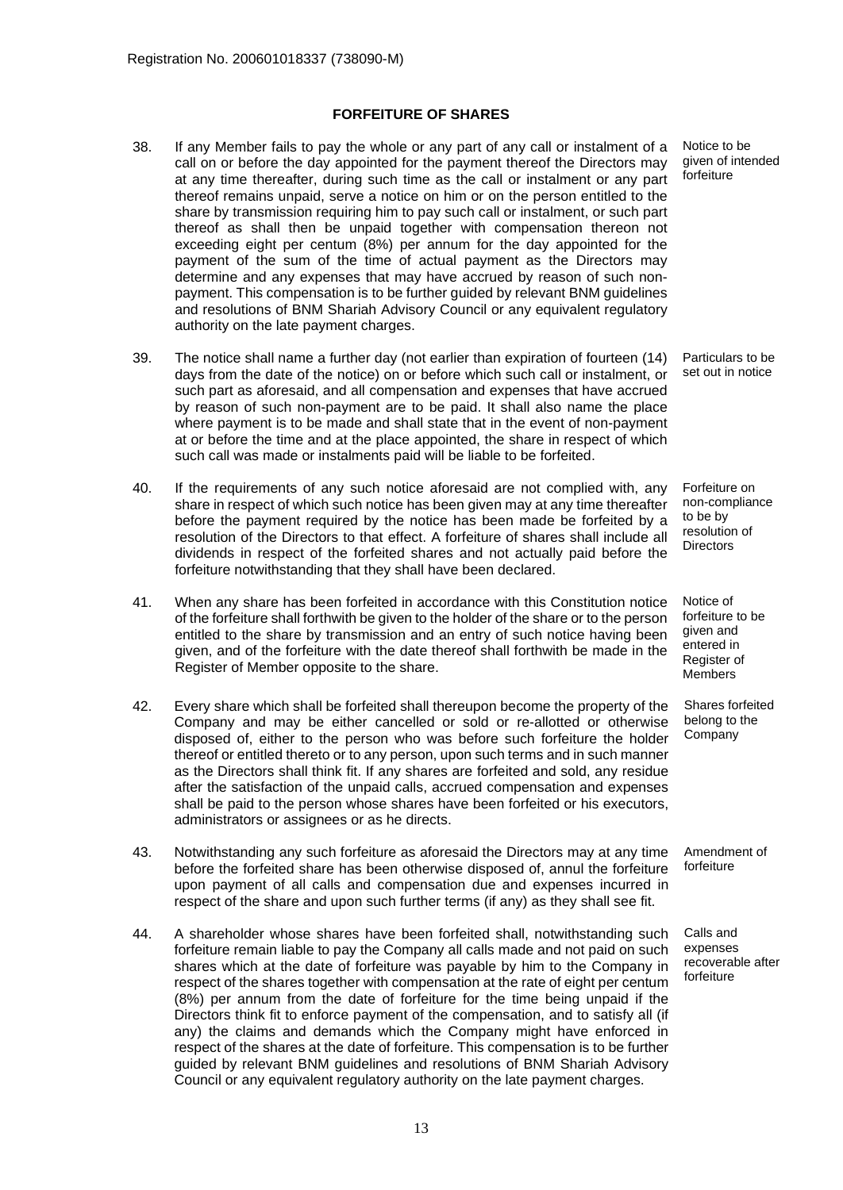Registration No. 200601018337 (738090-M)

## FORFEITURE OF SHARES

38. If any Member fails to pay the whole or any part of any call or instalment of a call on or before the day appointed for the payment thereof the Directors may at any time thereafter, during such time as the call or instalment or any part thereof remains unpaid, serve a notice on him or on the person entitled to the share by transmission requiring him to pay such call or instalment, or such part thereof as shall then be unpaid together with compensation thereon not exceeding eight per centum (8%) per annum for the day appointed for the payment of the sum of the time of actual payment as the Directors may determine and any expenses that may have accrued by reason of such non-payment. This compensation is to be further guided by relevant BNM guidelines and resolutions of BNM Shariah Advisory Council or any equivalent regulatory authority on the late payment charges.

   *Notice to be given of intended forfeiture*

39. The notice shall name a further day (not earlier than expiration of fourteen (14) days from the date of the notice) on or before which such call or instalment, or such part as aforesaid, and all compensation and expenses that have accrued by reason of such non-payment are to be paid. It shall also name the place where payment is to be made and shall state that in the event of non-payment at or before the time and at the place appointed, the share in respect of which such call was made or instalments paid will be liable to be forfeited.

   *Particulars to be set out in notice*

40. If the requirements of any such notice aforesaid are not complied with, any share in respect of which such notice has been given may at any time thereafter before the payment required by the notice has been made be forfeited by a resolution of the Directors to that effect. A forfeiture of shares shall include all dividends in respect of the forfeited shares and not actually paid before the forfeiture notwithstanding that they shall have been declared.

   *Forfeiture on non-compliance to be by resolution of Directors*

41. When any share has been forfeited in accordance with this Constitution notice of the forfeiture shall forthwith be given to the holder of the share or to the person entitled to the share by transmission and an entry of such notice having been given, and of the forfeiture with the date thereof shall forthwith be made in the Register of Member opposite to the share.

   *Notice of forfeiture to be given and entered in Register of Members*

42. Every share which shall be forfeited shall thereupon become the property of the Company and may be either cancelled or sold or re-allotted or otherwise disposed of, either to the person who was before such forfeiture the holder thereof or entitled thereto or to any person, upon such terms and in such manner as the Directors shall think fit. If any shares are forfeited and sold, any residue after the satisfaction of the unpaid calls, accrued compensation and expenses shall be paid to the person whose shares have been forfeited or his executors, administrators or assignees or as he directs.

   *Shares forfeited belong to the Company*

43. Notwithstanding any such forfeiture as aforesaid the Directors may at any time before the forfeited share has been otherwise disposed of, annul the forfeiture upon payment of all calls and compensation due and expenses incurred in respect of the share and upon such further terms (if any) as they shall see fit.

   *Amendment of forfeiture*

44. A shareholder whose shares have been forfeited shall, notwithstanding such forfeiture remain liable to pay the Company all calls made and not paid on such shares which at the date of forfeiture was payable by him to the Company in respect of the shares together with compensation at the rate of eight per centum (8%) per annum from the date of forfeiture for the time being unpaid if the Directors think fit to enforce payment of the compensation, and to satisfy all (if any) the claims and demands which the Company might have enforced in respect of the shares at the date of forfeiture. This compensation is to be further guided by relevant BNM guidelines and resolutions of BNM Shariah Advisory Council or any equivalent regulatory authority on the late payment charges.

   *Calls and expenses recoverable after forfeiture*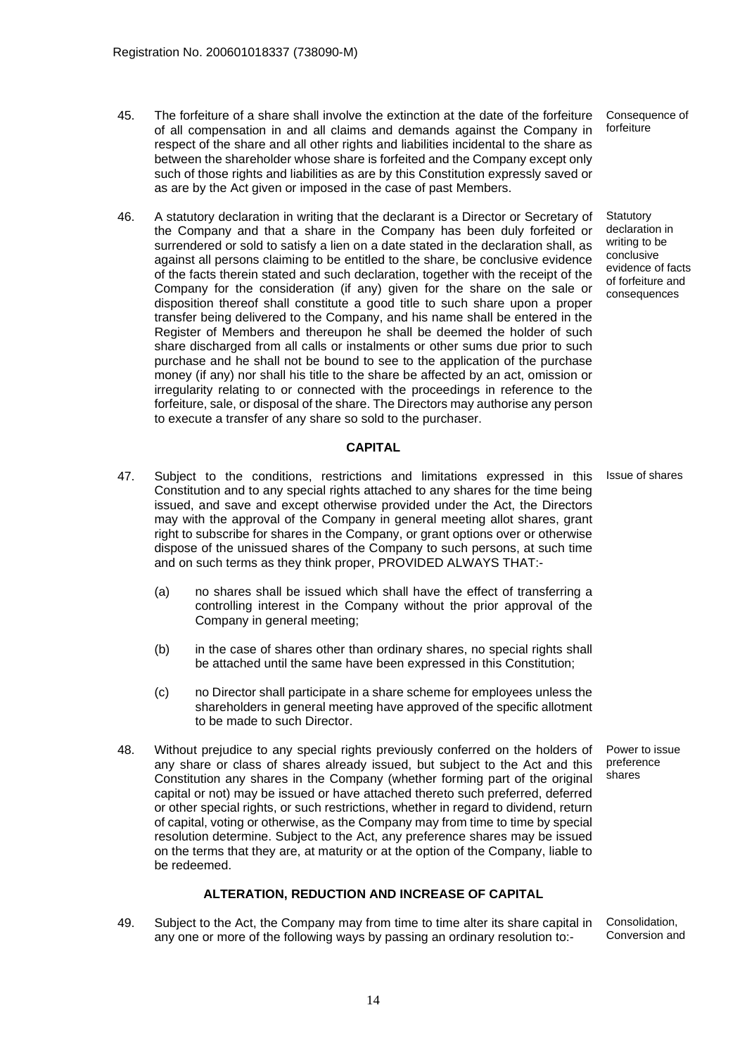45. The forfeiture of a share shall involve the extinction at the date of the forfeiture of all compensation in and all claims and demands against the Company in respect of the share and all other rights and liabilities incidental to the share as between the shareholder whose share is forfeited and the Company except only such of those rights and liabilities as are by this Constitution expressly saved or as are by the Act given or imposed in the case of past Members.

*Consequence of forfeiture*

46. A statutory declaration in writing that the declarant is a Director or Secretary of the Company and that a share in the Company has been duly forfeited or surrendered or sold to satisfy a lien on a date stated in the declaration shall, as against all persons claiming to be entitled to the share, be conclusive evidence of the facts therein stated and such declaration, together with the receipt of the Company for the consideration (if any) given for the share on the sale or disposition thereof shall constitute a good title to such share upon a proper transfer being delivered to the Company, and his name shall be entered in the Register of Members and thereupon he shall be deemed the holder of such share discharged from all calls or instalments or other sums due prior to such purchase and he shall not be bound to see to the application of the purchase money (if any) nor shall his title to the share be affected by an act, omission or irregularity relating to or connected with the proceedings in reference to the forfeiture, sale, or disposal of the share. The Directors may authorise any person to execute a transfer of any share so sold to the purchaser.

*Statutory declaration in writing to be conclusive evidence of facts of forfeiture and consequences*

## CAPITAL

47. Subject to the conditions, restrictions and limitations expressed in this Constitution and to any special rights attached to any shares for the time being issued, and save and except otherwise provided under the Act, the Directors may with the approval of the Company in general meeting allot shares, grant right to subscribe for shares in the Company, or grant options over or otherwise dispose of the unissued shares of the Company to such persons, at such time and on such terms as they think proper, PROVIDED ALWAYS THAT:-

*Issue of shares*

   (a) no shares shall be issued which shall have the effect of transferring a controlling interest in the Company without the prior approval of the Company in general meeting;

   (b) in the case of shares other than ordinary shares, no special rights shall be attached until the same have been expressed in this Constitution;

   (c) no Director shall participate in a share scheme for employees unless the shareholders in general meeting have approved of the specific allotment to be made to such Director.

48. Without prejudice to any special rights previously conferred on the holders of any share or class of shares already issued, but subject to the Act and this Constitution any shares in the Company (whether forming part of the original capital or not) may be issued or have attached thereto such preferred, deferred or other special rights, or such restrictions, whether in regard to dividend, return of capital, voting or otherwise, as the Company may from time to time by special resolution determine. Subject to the Act, any preference shares may be issued on the terms that they are, at maturity or at the option of the Company, liable to be redeemed.

*Power to issue preference shares*

## ALTERATION, REDUCTION AND INCREASE OF CAPITAL

49. Subject to the Act, the Company may from time to time alter its share capital in any one or more of the following ways by passing an ordinary resolution to:-

*Consolidation, Conversion and*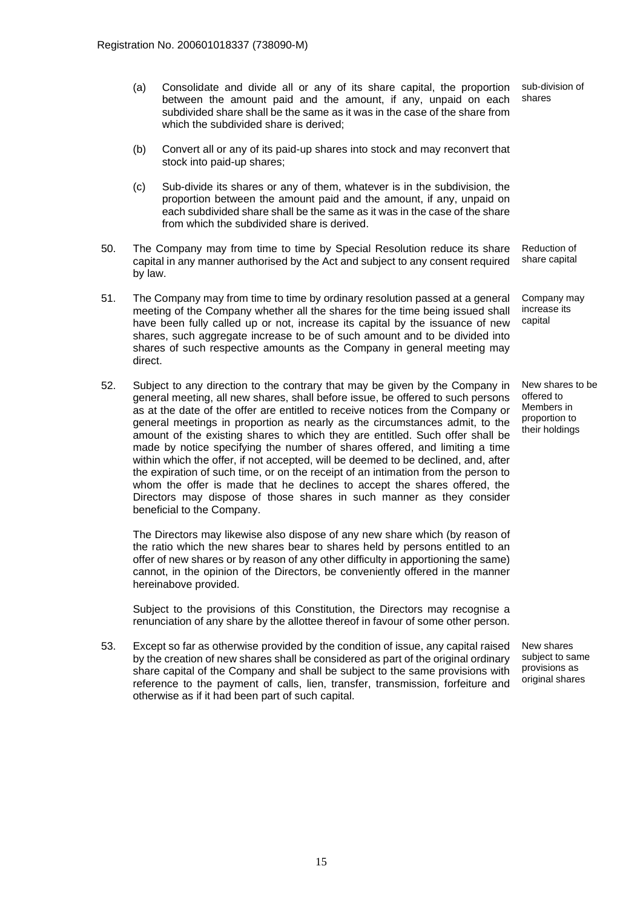Registration No. 200601018337 (738090-M)

(a) Consolidate and divide all or any of its share capital, the proportion between the amount paid and the amount, if any, unpaid on each subdivided share shall be the same as it was in the case of the share from which the subdivided share is derived; *sub-division of shares*

(b) Convert all or any of its paid-up shares into stock and may reconvert that stock into paid-up shares;

(c) Sub-divide its shares or any of them, whatever is in the subdivision, the proportion between the amount paid and the amount, if any, unpaid on each subdivided share shall be the same as it was in the case of the share from which the subdivided share is derived.

50. The Company may from time to time by Special Resolution reduce its share capital in any manner authorised by the Act and subject to any consent required by law. *Reduction of share capital*

51. The Company may from time to time by ordinary resolution passed at a general meeting of the Company whether all the shares for the time being issued shall have been fully called up or not, increase its capital by the issuance of new shares, such aggregate increase to be of such amount and to be divided into shares of such respective amounts as the Company in general meeting may direct. *Company may increase its capital*

52. Subject to any direction to the contrary that may be given by the Company in general meeting, all new shares, shall before issue, be offered to such persons as at the date of the offer are entitled to receive notices from the Company or general meetings in proportion as nearly as the circumstances admit, to the amount of the existing shares to which they are entitled. Such offer shall be made by notice specifying the number of shares offered, and limiting a time within which the offer, if not accepted, will be deemed to be declined, and, after the expiration of such time, or on the receipt of an intimation from the person to whom the offer is made that he declines to accept the shares offered, the Directors may dispose of those shares in such manner as they consider beneficial to the Company. *New shares to be offered to Members in proportion to their holdings*

The Directors may likewise also dispose of any new share which (by reason of the ratio which the new shares bear to shares held by persons entitled to an offer of new shares or by reason of any other difficulty in apportioning the same) cannot, in the opinion of the Directors, be conveniently offered in the manner hereinabove provided.

Subject to the provisions of this Constitution, the Directors may recognise a renunciation of any share by the allottee thereof in favour of some other person.

53. Except so far as otherwise provided by the condition of issue, any capital raised by the creation of new shares shall be considered as part of the original ordinary share capital of the Company and shall be subject to the same provisions with reference to the payment of calls, lien, transfer, transmission, forfeiture and otherwise as if it had been part of such capital. *New shares subject to same provisions as original shares*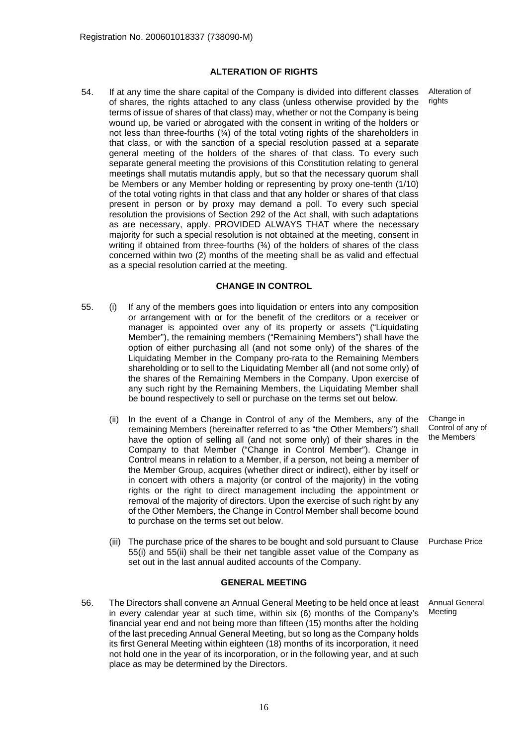Registration No. 200601018337 (738090-M)

## ALTERATION OF RIGHTS

54. If at any time the share capital of the Company is divided into different classes of shares, the rights attached to any class (unless otherwise provided by the terms of issue of shares of that class) may, whether or not the Company is being wound up, be varied or abrogated with the consent in writing of the holders or not less than three-fourths (¾) of the total voting rights of the shareholders in that class, or with the sanction of a special resolution passed at a separate general meeting of the holders of the shares of that class. To every such separate general meeting the provisions of this Constitution relating to general meetings shall mutatis mutandis apply, but so that the necessary quorum shall be Members or any Member holding or representing by proxy one-tenth (1/10) of the total voting rights in that class and that any holder or shares of that class present in person or by proxy may demand a poll. To every such special resolution the provisions of Section 292 of the Act shall, with such adaptations as are necessary, apply. PROVIDED ALWAYS THAT where the necessary majority for such a special resolution is not obtained at the meeting, consent in writing if obtained from three-fourths (¾) of the holders of shares of the class concerned within two (2) months of the meeting shall be as valid and effectual as a special resolution carried at the meeting.

Alteration of rights

## CHANGE IN CONTROL

55. (i) If any of the members goes into liquidation or enters into any composition or arrangement with or for the benefit of the creditors or a receiver or manager is appointed over any of its property or assets ("Liquidating Member"), the remaining members ("Remaining Members") shall have the option of either purchasing all (and not some only) of the shares of the Liquidating Member in the Company pro-rata to the Remaining Members shareholding or to sell to the Liquidating Member all (and not some only) of the shares of the Remaining Members in the Company. Upon exercise of any such right by the Remaining Members, the Liquidating Member shall be bound respectively to sell or purchase on the terms set out below.

(ii) In the event of a Change in Control of any of the Members, any of the remaining Members (hereinafter referred to as "the Other Members") shall have the option of selling all (and not some only) of their shares in the Company to that Member ("Change in Control Member"). Change in Control means in relation to a Member, if a person, not being a member of the Member Group, acquires (whether direct or indirect), either by itself or in concert with others a majority (or control of the majority) in the voting rights or the right to direct management including the appointment or removal of the majority of directors. Upon the exercise of such right by any of the Other Members, the Change in Control Member shall become bound to purchase on the terms set out below.

Change in Control of any of the Members

(iii) The purchase price of the shares to be bought and sold pursuant to Clause 55(i) and 55(ii) shall be their net tangible asset value of the Company as set out in the last annual audited accounts of the Company.

Purchase Price

## GENERAL MEETING

56. The Directors shall convene an Annual General Meeting to be held once at least in every calendar year at such time, within six (6) months of the Company's financial year end and not being more than fifteen (15) months after the holding of the last preceding Annual General Meeting, but so long as the Company holds its first General Meeting within eighteen (18) months of its incorporation, it need not hold one in the year of its incorporation, or in the following year, and at such place as may be determined by the Directors.

Annual General Meeting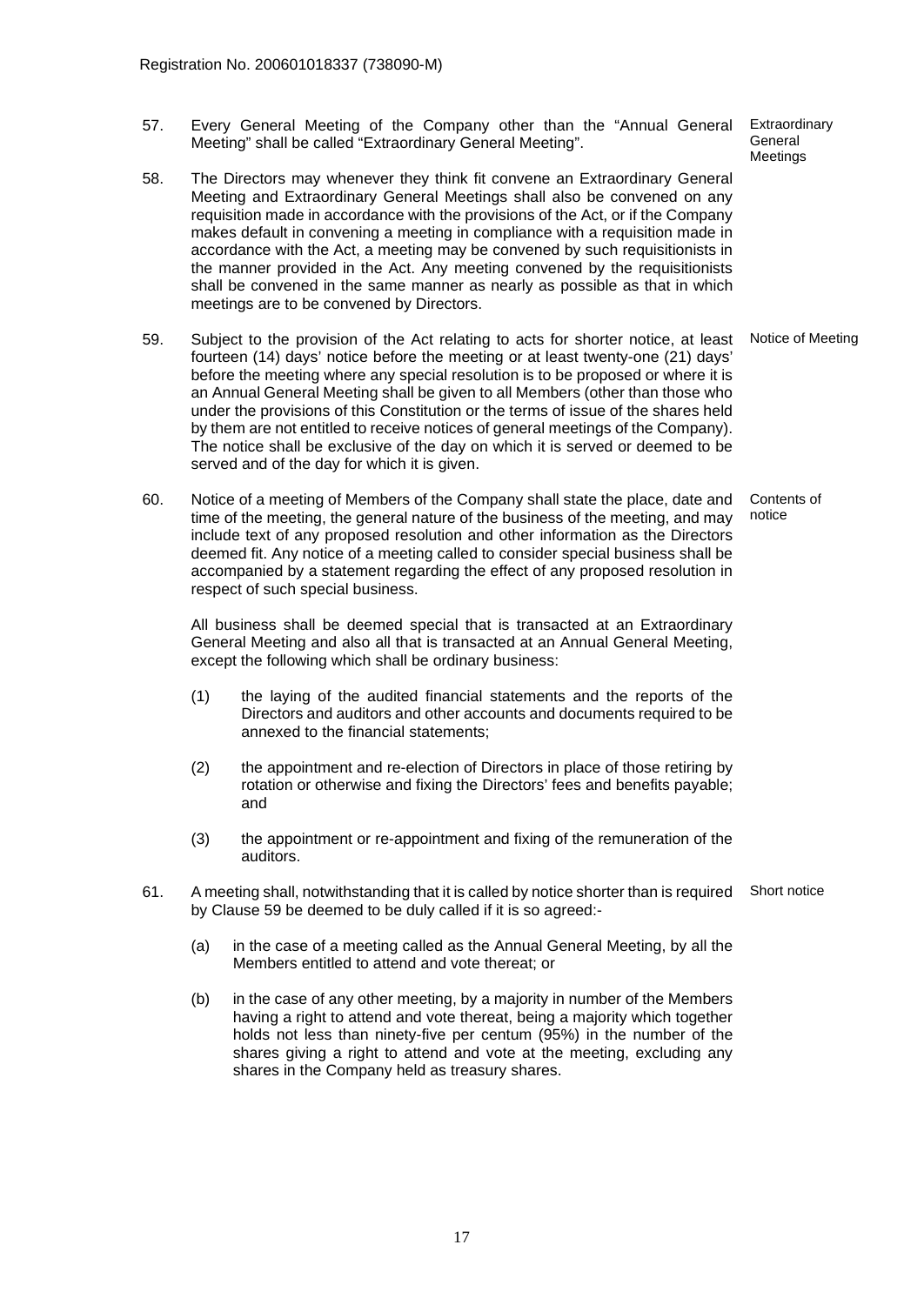57. Every General Meeting of the Company other than the "Annual General Meeting" shall be called "Extraordinary General Meeting". **Extraordinary General Meetings**

58. The Directors may whenever they think fit convene an Extraordinary General Meeting and Extraordinary General Meetings shall also be convened on any requisition made in accordance with the provisions of the Act, or if the Company makes default in convening a meeting in compliance with a requisition made in accordance with the Act, a meeting may be convened by such requisitionists in the manner provided in the Act. Any meeting convened by the requisitionists shall be convened in the same manner as nearly as possible as that in which meetings are to be convened by Directors.

59. Subject to the provision of the Act relating to acts for shorter notice, at least fourteen (14) days' notice before the meeting or at least twenty-one (21) days' before the meeting where any special resolution is to be proposed or where it is an Annual General Meeting shall be given to all Members (other than those who under the provisions of this Constitution or the terms of issue of the shares held by them are not entitled to receive notices of general meetings of the Company). The notice shall be exclusive of the day on which it is served or deemed to be served and of the day for which it is given. **Notice of Meeting**

60. Notice of a meeting of Members of the Company shall state the place, date and time of the meeting, the general nature of the business of the meeting, and may include text of any proposed resolution and other information as the Directors deemed fit. Any notice of a meeting called to consider special business shall be accompanied by a statement regarding the effect of any proposed resolution in respect of such special business. **Contents of notice**

    All business shall be deemed special that is transacted at an Extraordinary General Meeting and also all that is transacted at an Annual General Meeting, except the following which shall be ordinary business:

    (1) the laying of the audited financial statements and the reports of the Directors and auditors and other accounts and documents required to be annexed to the financial statements;

    (2) the appointment and re-election of Directors in place of those retiring by rotation or otherwise and fixing the Directors' fees and benefits payable; and

    (3) the appointment or re-appointment and fixing of the remuneration of the auditors.

61. A meeting shall, notwithstanding that it is called by notice shorter than is required by Clause 59 be deemed to be duly called if it is so agreed:- **Short notice**

    (a) in the case of a meeting called as the Annual General Meeting, by all the Members entitled to attend and vote thereat; or

    (b) in the case of any other meeting, by a majority in number of the Members having a right to attend and vote thereat, being a majority which together holds not less than ninety-five per centum (95%) in the number of the shares giving a right to attend and vote at the meeting, excluding any shares in the Company held as treasury shares.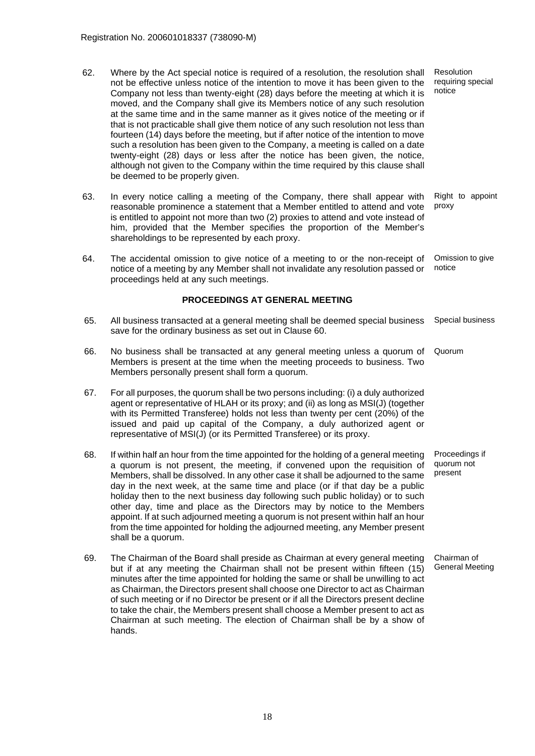62. Where by the Act special notice is required of a resolution, the resolution shall not be effective unless notice of the intention to move it has been given to the Company not less than twenty-eight (28) days before the meeting at which it is moved, and the Company shall give its Members notice of any such resolution at the same time and in the same manner as it gives notice of the meeting or if that is not practicable shall give them notice of any such resolution not less than fourteen (14) days before the meeting, but if after notice of the intention to move such a resolution has been given to the Company, a meeting is called on a date twenty-eight (28) days or less after the notice has been given, the notice, although not given to the Company within the time required by this clause shall be deemed to be properly given. *Resolution requiring special notice*

63. In every notice calling a meeting of the Company, there shall appear with reasonable prominence a statement that a Member entitled to attend and vote is entitled to appoint not more than two (2) proxies to attend and vote instead of him, provided that the Member specifies the proportion of the Member's shareholdings to be represented by each proxy. *Right to appoint proxy*

64. The accidental omission to give notice of a meeting to or the non-receipt of notice of a meeting by any Member shall not invalidate any resolution passed or proceedings held at any such meetings. *Omission to give notice*

## PROCEEDINGS AT GENERAL MEETING

65. All business transacted at a general meeting shall be deemed special business save for the ordinary business as set out in Clause 60. *Special business*

66. No business shall be transacted at any general meeting unless a quorum of Members is present at the time when the meeting proceeds to business. Two Members personally present shall form a quorum. *Quorum*

67. For all purposes, the quorum shall be two persons including: (i) a duly authorized agent or representative of HLAH or its proxy; and (ii) as long as MSI(J) (together with its Permitted Transferee) holds not less than twenty per cent (20%) of the issued and paid up capital of the Company, a duly authorized agent or representative of MSI(J) (or its Permitted Transferee) or its proxy.

68. If within half an hour from the time appointed for the holding of a general meeting a quorum is not present, the meeting, if convened upon the requisition of Members, shall be dissolved. In any other case it shall be adjourned to the same day in the next week, at the same time and place (or if that day be a public holiday then to the next business day following such public holiday) or to such other day, time and place as the Directors may by notice to the Members appoint. If at such adjourned meeting a quorum is not present within half an hour from the time appointed for holding the adjourned meeting, any Member present shall be a quorum. *Proceedings if quorum not present*

69. The Chairman of the Board shall preside as Chairman at every general meeting but if at any meeting the Chairman shall not be present within fifteen (15) minutes after the time appointed for holding the same or shall be unwilling to act as Chairman, the Directors present shall choose one Director to act as Chairman of such meeting or if no Director be present or if all the Directors present decline to take the chair, the Members present shall choose a Member present to act as Chairman at such meeting. The election of Chairman shall be by a show of hands. *Chairman of General Meeting*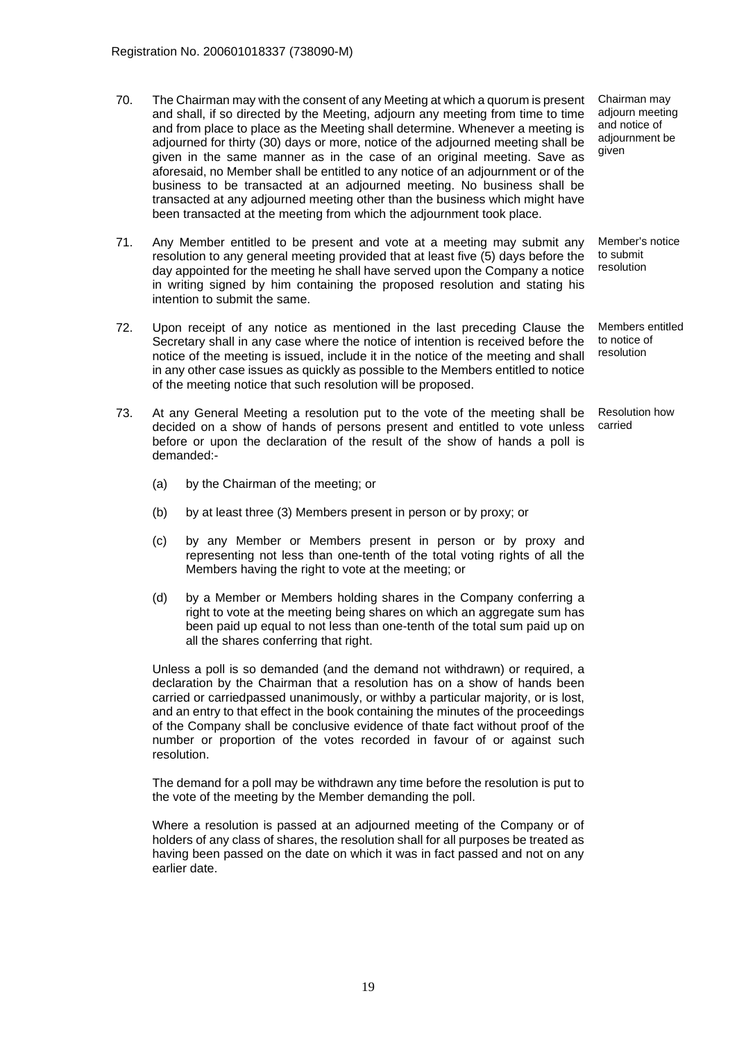70. The Chairman may with the consent of any Meeting at which a quorum is present and shall, if so directed by the Meeting, adjourn any meeting from time to time and from place to place as the Meeting shall determine. Whenever a meeting is adjourned for thirty (30) days or more, notice of the adjourned meeting shall be given in the same manner as in the case of an original meeting. Save as aforesaid, no Member shall be entitled to any notice of an adjournment or of the business to be transacted at an adjourned meeting. No business shall be transacted at any adjourned meeting other than the business which might have been transacted at the meeting from which the adjournment took place.

   *Chairman may adjourn meeting and notice of adjournment be given*

71. Any Member entitled to be present and vote at a meeting may submit any resolution to any general meeting provided that at least five (5) days before the day appointed for the meeting he shall have served upon the Company a notice in writing signed by him containing the proposed resolution and stating his intention to submit the same.

   *Member's notice to submit resolution*

72. Upon receipt of any notice as mentioned in the last preceding Clause the Secretary shall in any case where the notice of intention is received before the notice of the meeting is issued, include it in the notice of the meeting and shall in any other case issues as quickly as possible to the Members entitled to notice of the meeting notice that such resolution will be proposed.

   *Members entitled to notice of resolution*

73. At any General Meeting a resolution put to the vote of the meeting shall be decided on a show of hands of persons present and entitled to vote unless before or upon the declaration of the result of the show of hands a poll is demanded:-

   *Resolution how carried*

   (a) by the Chairman of the meeting; or

   (b) by at least three (3) Members present in person or by proxy; or

   (c) by any Member or Members present in person or by proxy and representing not less than one-tenth of the total voting rights of all the Members having the right to vote at the meeting; or

   (d) by a Member or Members holding shares in the Company conferring a right to vote at the meeting being shares on which an aggregate sum has been paid up equal to not less than one-tenth of the total sum paid up on all the shares conferring that right.

   Unless a poll is so demanded (and the demand not withdrawn) or required, a declaration by the Chairman that a resolution has on a show of hands been carried or carriedpassed unanimously, or withby a particular majority, or is lost, and an entry to that effect in the book containing the minutes of the proceedings of the Company shall be conclusive evidence of thate fact without proof of the number or proportion of the votes recorded in favour of or against such resolution.

   The demand for a poll may be withdrawn any time before the resolution is put to the vote of the meeting by the Member demanding the poll.

   Where a resolution is passed at an adjourned meeting of the Company or of holders of any class of shares, the resolution shall for all purposes be treated as having been passed on the date on which it was in fact passed and not on any earlier date.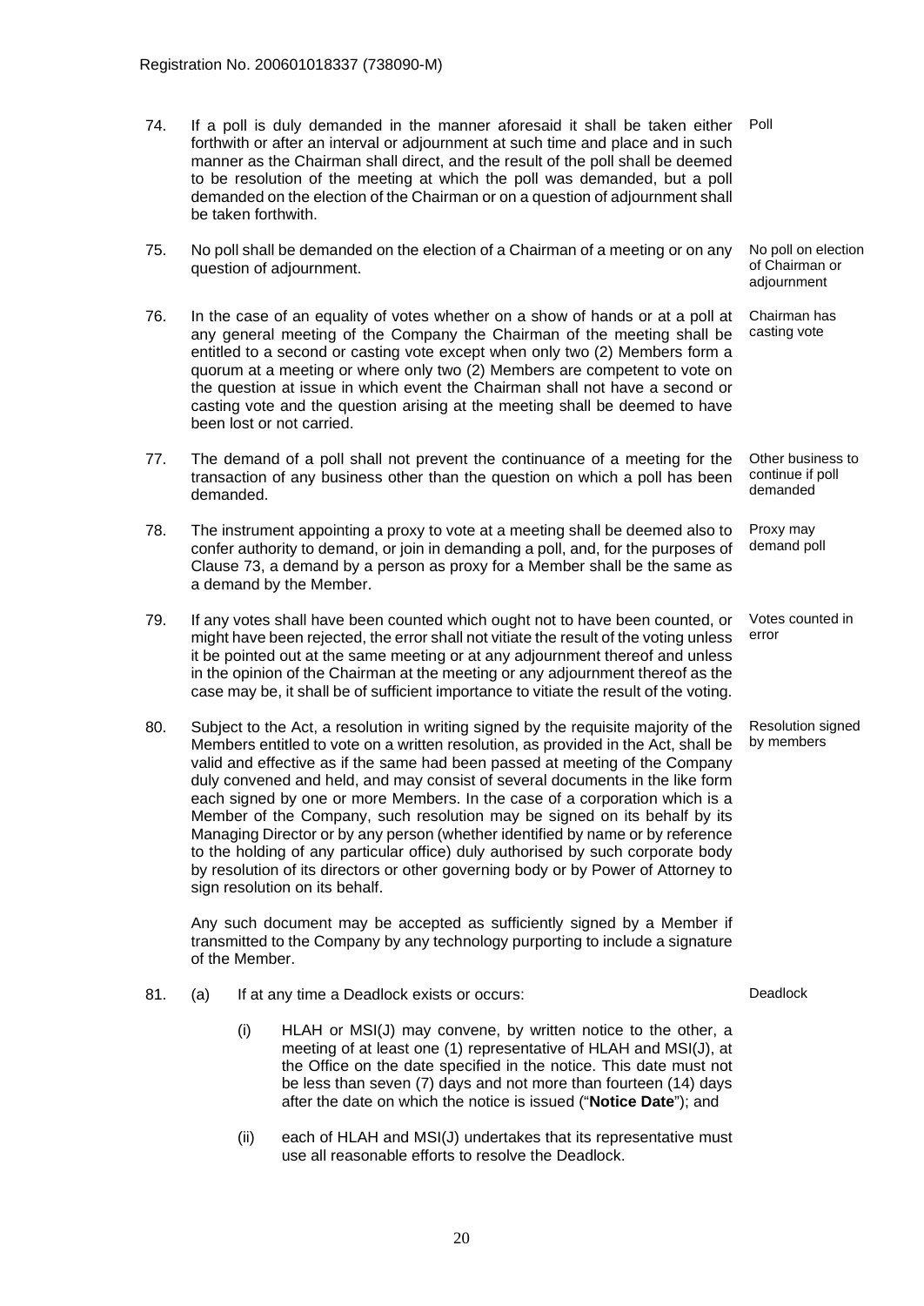74. If a poll is duly demanded in the manner aforesaid it shall be taken either forthwith or after an interval or adjournment at such time and place and in such manner as the Chairman shall direct, and the result of the poll shall be deemed to be resolution of the meeting at which the poll was demanded, but a poll demanded on the election of the Chairman or on a question of adjournment shall be taken forthwith. *Poll*

75. No poll shall be demanded on the election of a Chairman of a meeting or on any question of adjournment. *No poll on election of Chairman or adjournment*

76. In the case of an equality of votes whether on a show of hands or at a poll at any general meeting of the Company the Chairman of the meeting shall be entitled to a second or casting vote except when only two (2) Members form a quorum at a meeting or where only two (2) Members are competent to vote on the question at issue in which event the Chairman shall not have a second or casting vote and the question arising at the meeting shall be deemed to have been lost or not carried. *Chairman has casting vote*

77. The demand of a poll shall not prevent the continuance of a meeting for the transaction of any business other than the question on which a poll has been demanded. *Other business to continue if poll demanded*

78. The instrument appointing a proxy to vote at a meeting shall be deemed also to confer authority to demand, or join in demanding a poll, and, for the purposes of Clause 73, a demand by a person as proxy for a Member shall be the same as a demand by the Member. *Proxy may demand poll*

79. If any votes shall have been counted which ought not to have been counted, or might have been rejected, the error shall not vitiate the result of the voting unless it be pointed out at the same meeting or at any adjournment thereof and unless in the opinion of the Chairman at the meeting or any adjournment thereof as the case may be, it shall be of sufficient importance to vitiate the result of the voting. *Votes counted in error*

80. Subject to the Act, a resolution in writing signed by the requisite majority of the Members entitled to vote on a written resolution, as provided in the Act, shall be valid and effective as if the same had been passed at meeting of the Company duly convened and held, and may consist of several documents in the like form each signed by one or more Members. In the case of a corporation which is a Member of the Company, such resolution may be signed on its behalf by its Managing Director or by any person (whether identified by name or by reference to the holding of any particular office) duly authorised by such corporate body by resolution of its directors or other governing body or by Power of Attorney to sign resolution on its behalf. *Resolution signed by members*

    Any such document may be accepted as sufficiently signed by a Member if transmitted to the Company by any technology purporting to include a signature of the Member.

81. (a) If at any time a Deadlock exists or occurs: *Deadlock*

    (i) HLAH or MSI(J) may convene, by written notice to the other, a meeting of at least one (1) representative of HLAH and MSI(J), at the Office on the date specified in the notice. This date must not be less than seven (7) days and not more than fourteen (14) days after the date on which the notice is issued ("**Notice Date**"); and

    (ii) each of HLAH and MSI(J) undertakes that its representative must use all reasonable efforts to resolve the Deadlock.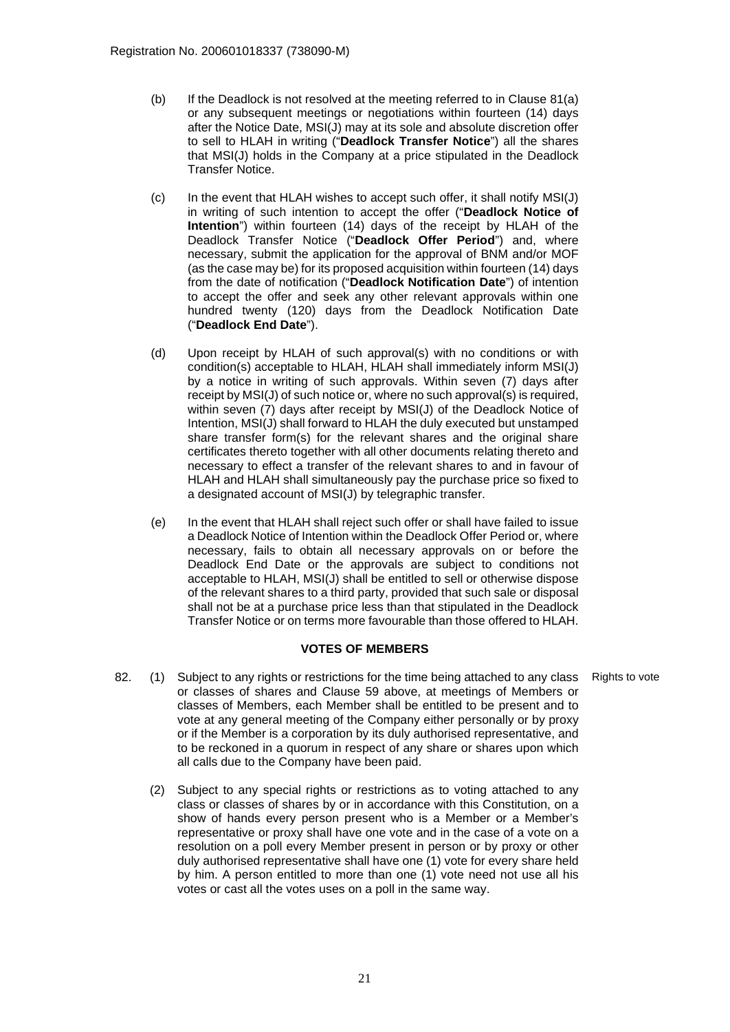(b) If the Deadlock is not resolved at the meeting referred to in Clause 81(a) or any subsequent meetings or negotiations within fourteen (14) days after the Notice Date, MSI(J) may at its sole and absolute discretion offer to sell to HLAH in writing ("**Deadlock Transfer Notice**") all the shares that MSI(J) holds in the Company at a price stipulated in the Deadlock Transfer Notice.

(c) In the event that HLAH wishes to accept such offer, it shall notify MSI(J) in writing of such intention to accept the offer ("**Deadlock Notice of Intention**") within fourteen (14) days of the receipt by HLAH of the Deadlock Transfer Notice ("**Deadlock Offer Period**") and, where necessary, submit the application for the approval of BNM and/or MOF (as the case may be) for its proposed acquisition within fourteen (14) days from the date of notification ("**Deadlock Notification Date**") of intention to accept the offer and seek any other relevant approvals within one hundred twenty (120) days from the Deadlock Notification Date ("**Deadlock End Date**").

(d) Upon receipt by HLAH of such approval(s) with no conditions or with condition(s) acceptable to HLAH, HLAH shall immediately inform MSI(J) by a notice in writing of such approvals. Within seven (7) days after receipt by MSI(J) of such notice or, where no such approval(s) is required, within seven (7) days after receipt by MSI(J) of the Deadlock Notice of Intention, MSI(J) shall forward to HLAH the duly executed but unstamped share transfer form(s) for the relevant shares and the original share certificates thereto together with all other documents relating thereto and necessary to effect a transfer of the relevant shares to and in favour of HLAH and HLAH shall simultaneously pay the purchase price so fixed to a designated account of MSI(J) by telegraphic transfer.

(e) In the event that HLAH shall reject such offer or shall have failed to issue a Deadlock Notice of Intention within the Deadlock Offer Period or, where necessary, fails to obtain all necessary approvals on or before the Deadlock End Date or the approvals are subject to conditions not acceptable to HLAH, MSI(J) shall be entitled to sell or otherwise dispose of the relevant shares to a third party, provided that such sale or disposal shall not be at a purchase price less than that stipulated in the Deadlock Transfer Notice or on terms more favourable than those offered to HLAH.

## VOTES OF MEMBERS

82. (1) Subject to any rights or restrictions for the time being attached to any class or classes of shares and Clause 59 above, at meetings of Members or classes of Members, each Member shall be entitled to be present and to vote at any general meeting of the Company either personally or by proxy or if the Member is a corporation by its duly authorised representative, and to be reckoned in a quorum in respect of any share or shares upon which all calls due to the Company have been paid. *Rights to vote*

(2) Subject to any special rights or restrictions as to voting attached to any class or classes of shares by or in accordance with this Constitution, on a show of hands every person present who is a Member or a Member's representative or proxy shall have one vote and in the case of a vote on a resolution on a poll every Member present in person or by proxy or other duly authorised representative shall have one (1) vote for every share held by him. A person entitled to more than one (1) vote need not use all his votes or cast all the votes uses on a poll in the same way.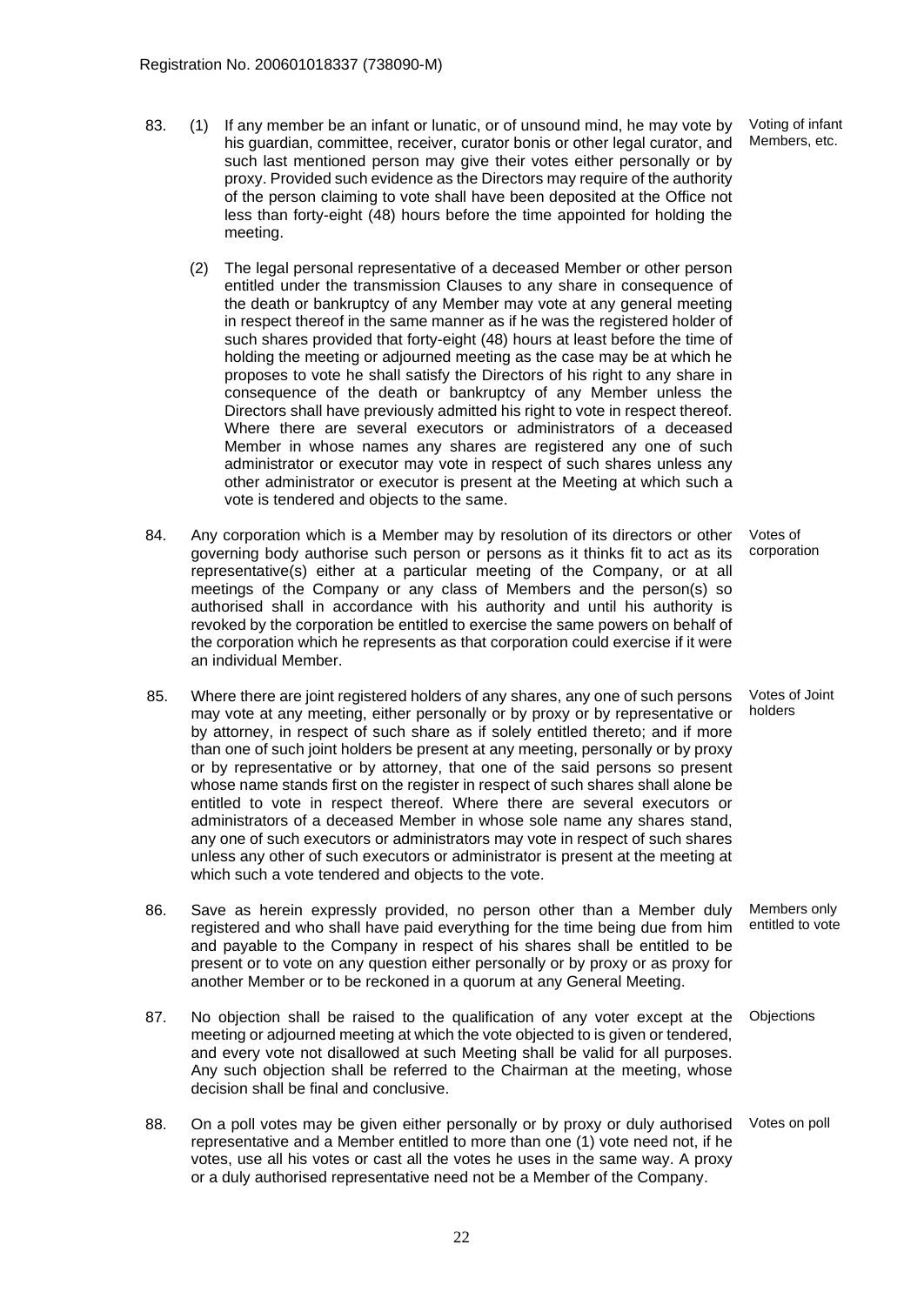83. (1) If any member be an infant or lunatic, or of unsound mind, he may vote by his guardian, committee, receiver, curator bonis or other legal curator, and such last mentioned person may give their votes either personally or by proxy. Provided such evidence as the Directors may require of the authority of the person claiming to vote shall have been deposited at the Office not less than forty-eight (48) hours before the time appointed for holding the meeting.

*Voting of infant Members, etc.*

(2) The legal personal representative of a deceased Member or other person entitled under the transmission Clauses to any share in consequence of the death or bankruptcy of any Member may vote at any general meeting in respect thereof in the same manner as if he was the registered holder of such shares provided that forty-eight (48) hours at least before the time of holding the meeting or adjourned meeting as the case may be at which he proposes to vote he shall satisfy the Directors of his right to any share in consequence of the death or bankruptcy of any Member unless the Directors shall have previously admitted his right to vote in respect thereof. Where there are several executors or administrators of a deceased Member in whose names any shares are registered any one of such administrator or executor may vote in respect of such shares unless any other administrator or executor is present at the Meeting at which such a vote is tendered and objects to the same.

84. Any corporation which is a Member may by resolution of its directors or other governing body authorise such person or persons as it thinks fit to act as its representative(s) either at a particular meeting of the Company, or at all meetings of the Company or any class of Members and the person(s) so authorised shall in accordance with his authority and until his authority is revoked by the corporation be entitled to exercise the same powers on behalf of the corporation which he represents as that corporation could exercise if it were an individual Member.

*Votes of corporation*

85. Where there are joint registered holders of any shares, any one of such persons may vote at any meeting, either personally or by proxy or by representative or by attorney, in respect of such share as if solely entitled thereto; and if more than one of such joint holders be present at any meeting, personally or by proxy or by representative or by attorney, that one of the said persons so present whose name stands first on the register in respect of such shares shall alone be entitled to vote in respect thereof. Where there are several executors or administrators of a deceased Member in whose sole name any shares stand, any one of such executors or administrators may vote in respect of such shares unless any other of such executors or administrator is present at the meeting at which such a vote tendered and objects to the vote.

*Votes of Joint holders*

86. Save as herein expressly provided, no person other than a Member duly registered and who shall have paid everything for the time being due from him and payable to the Company in respect of his shares shall be entitled to be present or to vote on any question either personally or by proxy or as proxy for another Member or to be reckoned in a quorum at any General Meeting.

*Members only entitled to vote*

87. No objection shall be raised to the qualification of any voter except at the meeting or adjourned meeting at which the vote objected to is given or tendered, and every vote not disallowed at such Meeting shall be valid for all purposes. Any such objection shall be referred to the Chairman at the meeting, whose decision shall be final and conclusive.

*Objections*

88. On a poll votes may be given either personally or by proxy or duly authorised representative and a Member entitled to more than one (1) vote need not, if he votes, use all his votes or cast all the votes he uses in the same way. A proxy or a duly authorised representative need not be a Member of the Company.

*Votes on poll*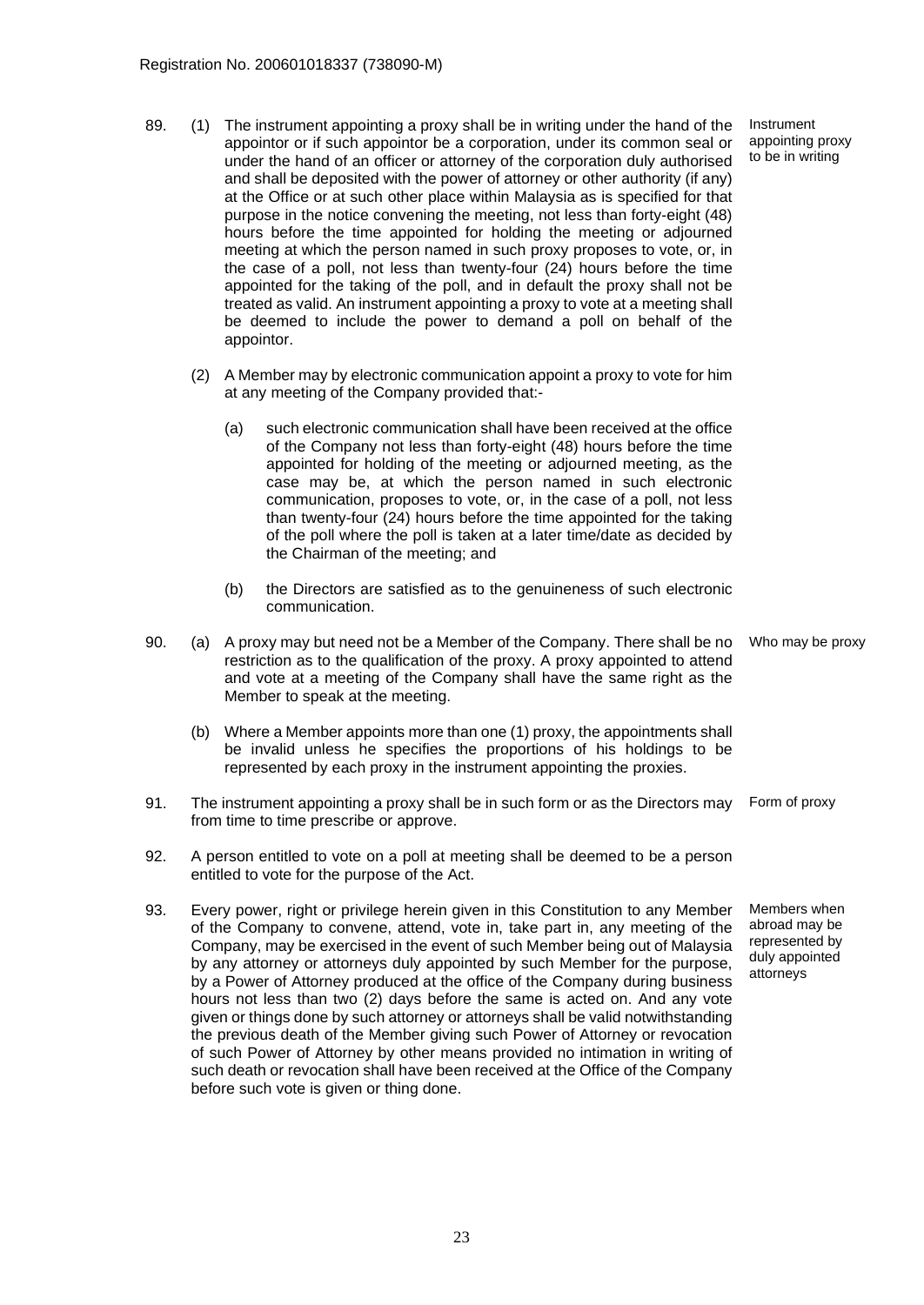89. (1) The instrument appointing a proxy shall be in writing under the hand of the appointor or if such appointor be a corporation, under its common seal or under the hand of an officer or attorney of the corporation duly authorised and shall be deposited with the power of attorney or other authority (if any) at the Office or at such other place within Malaysia as is specified for that purpose in the notice convening the meeting, not less than forty-eight (48) hours before the time appointed for holding the meeting or adjourned meeting at which the person named in such proxy proposes to vote, or, in the case of a poll, not less than twenty-four (24) hours before the time appointed for the taking of the poll, and in default the proxy shall not be treated as valid. An instrument appointing a proxy to vote at a meeting shall be deemed to include the power to demand a poll on behalf of the appointor.

*Instrument appointing proxy to be in writing*

(2) A Member may by electronic communication appoint a proxy to vote for him at any meeting of the Company provided that:-

(a) such electronic communication shall have been received at the office of the Company not less than forty-eight (48) hours before the time appointed for holding of the meeting or adjourned meeting, as the case may be, at which the person named in such electronic communication, proposes to vote, or, in the case of a poll, not less than twenty-four (24) hours before the time appointed for the taking of the poll where the poll is taken at a later time/date as decided by the Chairman of the meeting; and

(b) the Directors are satisfied as to the genuineness of such electronic communication.

90. (a) A proxy may but need not be a Member of the Company. There shall be no restriction as to the qualification of the proxy. A proxy appointed to attend and vote at a meeting of the Company shall have the same right as the Member to speak at the meeting.

*Who may be proxy*

(b) Where a Member appoints more than one (1) proxy, the appointments shall be invalid unless he specifies the proportions of his holdings to be represented by each proxy in the instrument appointing the proxies.

91. The instrument appointing a proxy shall be in such form or as the Directors may from time to time prescribe or approve.

*Form of proxy*

92. A person entitled to vote on a poll at meeting shall be deemed to be a person entitled to vote for the purpose of the Act.

93. Every power, right or privilege herein given in this Constitution to any Member of the Company to convene, attend, vote in, take part in, any meeting of the Company, may be exercised in the event of such Member being out of Malaysia by any attorney or attorneys duly appointed by such Member for the purpose, by a Power of Attorney produced at the office of the Company during business hours not less than two (2) days before the same is acted on. And any vote given or things done by such attorney or attorneys shall be valid notwithstanding the previous death of the Member giving such Power of Attorney or revocation of such Power of Attorney by other means provided no intimation in writing of such death or revocation shall have been received at the Office of the Company before such vote is given or thing done.

*Members when abroad may be represented by duly appointed attorneys*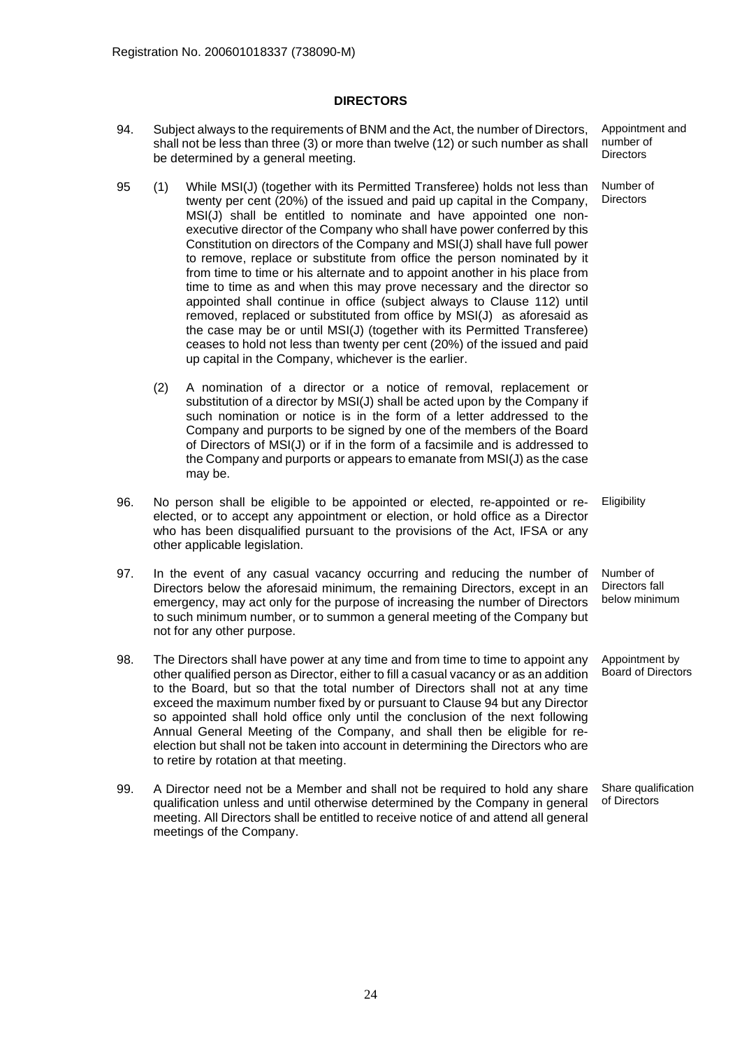Registration No. 200601018337 (738090-M)

## DIRECTORS

94. Subject always to the requirements of BNM and the Act, the number of Directors, shall not be less than three (3) or more than twelve (12) or such number as shall be determined by a general meeting. *Appointment and number of Directors*

95 (1) While MSI(J) (together with its Permitted Transferee) holds not less than twenty per cent (20%) of the issued and paid up capital in the Company, MSI(J) shall be entitled to nominate and have appointed one non-executive director of the Company who shall have power conferred by this Constitution on directors of the Company and MSI(J) shall have full power to remove, replace or substitute from office the person nominated by it from time to time or his alternate and to appoint another in his place from time to time as and when this may prove necessary and the director so appointed shall continue in office (subject always to Clause 112) until removed, replaced or substituted from office by MSI(J) as aforesaid as the case may be or until MSI(J) (together with its Permitted Transferee) ceases to hold not less than twenty per cent (20%) of the issued and paid up capital in the Company, whichever is the earlier. *Number of Directors*

(2) A nomination of a director or a notice of removal, replacement or substitution of a director by MSI(J) shall be acted upon by the Company if such nomination or notice is in the form of a letter addressed to the Company and purports to be signed by one of the members of the Board of Directors of MSI(J) or if in the form of a facsimile and is addressed to the Company and purports or appears to emanate from MSI(J) as the case may be.

96. No person shall be eligible to be appointed or elected, re-appointed or re-elected, or to accept any appointment or election, or hold office as a Director who has been disqualified pursuant to the provisions of the Act, IFSA or any other applicable legislation. *Eligibility*

97. In the event of any casual vacancy occurring and reducing the number of Directors below the aforesaid minimum, the remaining Directors, except in an emergency, may act only for the purpose of increasing the number of Directors to such minimum number, or to summon a general meeting of the Company but not for any other purpose. *Number of Directors fall below minimum*

98. The Directors shall have power at any time and from time to time to appoint any other qualified person as Director, either to fill a casual vacancy or as an addition to the Board, but so that the total number of Directors shall not at any time exceed the maximum number fixed by or pursuant to Clause 94 but any Director so appointed shall hold office only until the conclusion of the next following Annual General Meeting of the Company, and shall then be eligible for re-election but shall not be taken into account in determining the Directors who are to retire by rotation at that meeting. *Appointment by Board of Directors*

99. A Director need not be a Member and shall not be required to hold any share qualification unless and until otherwise determined by the Company in general meeting. All Directors shall be entitled to receive notice of and attend all general meetings of the Company. *Share qualification of Directors*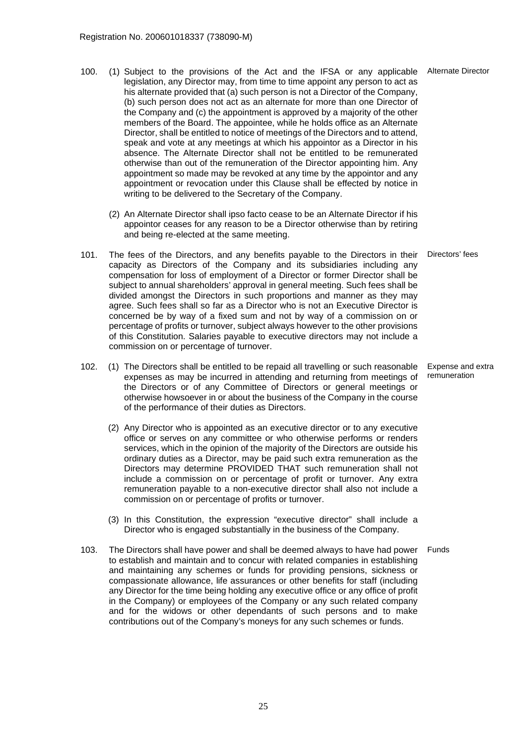Registration No. 200601018337 (738090-M)

**100. Alternate Director**

(1) Subject to the provisions of the Act and the IFSA or any applicable legislation, any Director may, from time to time appoint any person to act as his alternate provided that (a) such person is not a Director of the Company, (b) such person does not act as an alternate for more than one Director of the Company and (c) the appointment is approved by a majority of the other members of the Board. The appointee, while he holds office as an Alternate Director, shall be entitled to notice of meetings of the Directors and to attend, speak and vote at any meetings at which his appointor as a Director in his absence. The Alternate Director shall not be entitled to be remunerated otherwise than out of the remuneration of the Director appointing him. Any appointment so made may be revoked at any time by the appointor and any appointment or revocation under this Clause shall be effected by notice in writing to be delivered to the Secretary of the Company.

(2) An Alternate Director shall ipso facto cease to be an Alternate Director if his appointor ceases for any reason to be a Director otherwise than by retiring and being re-elected at the same meeting.

**101. Directors' fees**

The fees of the Directors, and any benefits payable to the Directors in their capacity as Directors of the Company and its subsidiaries including any compensation for loss of employment of a Director or former Director shall be subject to annual shareholders' approval in general meeting. Such fees shall be divided amongst the Directors in such proportions and manner as they may agree. Such fees shall so far as a Director who is not an Executive Director is concerned be by way of a fixed sum and not by way of a commission on or percentage of profits or turnover, subject always however to the other provisions of this Constitution. Salaries payable to executive directors may not include a commission on or percentage of turnover.

**102. Expense and extra remuneration**

(1) The Directors shall be entitled to be repaid all travelling or such reasonable expenses as may be incurred in attending and returning from meetings of the Directors or of any Committee of Directors or general meetings or otherwise howsoever in or about the business of the Company in the course of the performance of their duties as Directors.

(2) Any Director who is appointed as an executive director or to any executive office or serves on any committee or who otherwise performs or renders services, which in the opinion of the majority of the Directors are outside his ordinary duties as a Director, may be paid such extra remuneration as the Directors may determine PROVIDED THAT such remuneration shall not include a commission on or percentage of profit or turnover. Any extra remuneration payable to a non-executive director shall also not include a commission on or percentage of profits or turnover.

(3) In this Constitution, the expression "executive director" shall include a Director who is engaged substantially in the business of the Company.

**103. Funds**

The Directors shall have power and shall be deemed always to have had power to establish and maintain and to concur with related companies in establishing and maintaining any schemes or funds for providing pensions, sickness or compassionate allowance, life assurances or other benefits for staff (including any Director for the time being holding any executive office or any office of profit in the Company) or employees of the Company or any such related company and for the widows or other dependants of such persons and to make contributions out of the Company's moneys for any such schemes or funds.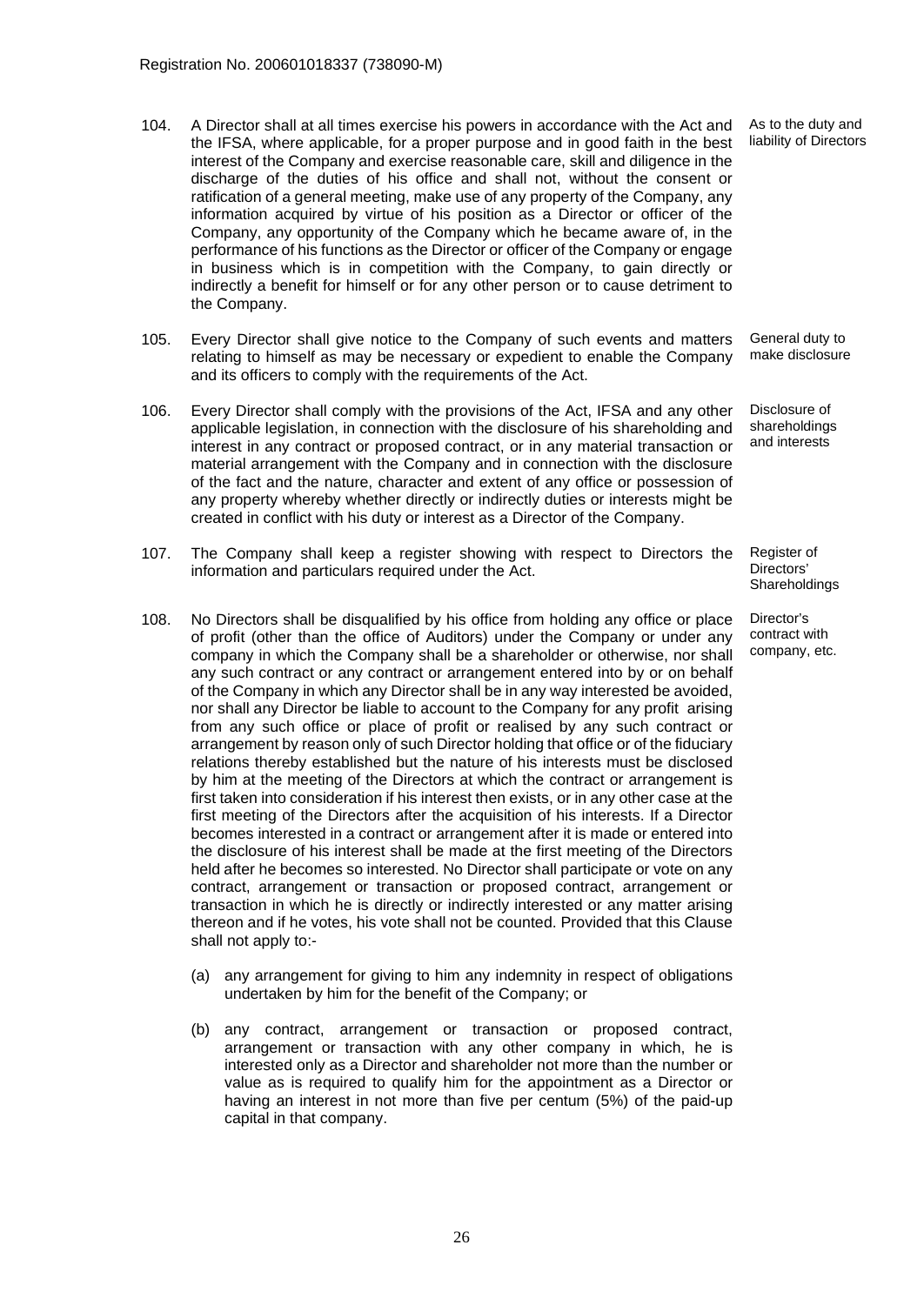Registration No. 200601018337 (738090-M)

104. A Director shall at all times exercise his powers in accordance with the Act and the IFSA, where applicable, for a proper purpose and in good faith in the best interest of the Company and exercise reasonable care, skill and diligence in the discharge of the duties of his office and shall not, without the consent or ratification of a general meeting, make use of any property of the Company, any information acquired by virtue of his position as a Director or officer of the Company, any opportunity of the Company which he became aware of, in the performance of his functions as the Director or officer of the Company or engage in business which is in competition with the Company, to gain directly or indirectly a benefit for himself or for any other person or to cause detriment to the Company.

*As to the duty and liability of Directors*

105. Every Director shall give notice to the Company of such events and matters relating to himself as may be necessary or expedient to enable the Company and its officers to comply with the requirements of the Act.

*General duty to make disclosure*

106. Every Director shall comply with the provisions of the Act, IFSA and any other applicable legislation, in connection with the disclosure of his shareholding and interest in any contract or proposed contract, or in any material transaction or material arrangement with the Company and in connection with the disclosure of the fact and the nature, character and extent of any office or possession of any property whereby whether directly or indirectly duties or interests might be created in conflict with his duty or interest as a Director of the Company.

*Disclosure of shareholdings and interests*

107. The Company shall keep a register showing with respect to Directors the information and particulars required under the Act.

*Register of Directors' Shareholdings*

108. No Directors shall be disqualified by his office from holding any office or place of profit (other than the office of Auditors) under the Company or under any company in which the Company shall be a shareholder or otherwise, nor shall any such contract or any contract or arrangement entered into by or on behalf of the Company in which any Director shall be in any way interested be avoided, nor shall any Director be liable to account to the Company for any profit arising from any such office or place of profit or realised by any such contract or arrangement by reason only of such Director holding that office or of the fiduciary relations thereby established but the nature of his interests must be disclosed by him at the meeting of the Directors at which the contract or arrangement is first taken into consideration if his interest then exists, or in any other case at the first meeting of the Directors after the acquisition of his interests. If a Director becomes interested in a contract or arrangement after it is made or entered into the disclosure of his interest shall be made at the first meeting of the Directors held after he becomes so interested. No Director shall participate or vote on any contract, arrangement or transaction or proposed contract, arrangement or transaction in which he is directly or indirectly interested or any matter arising thereon and if he votes, his vote shall not be counted. Provided that this Clause shall not apply to:-

*Director's contract with company, etc.*

(a) any arrangement for giving to him any indemnity in respect of obligations undertaken by him for the benefit of the Company; or

(b) any contract, arrangement or transaction or proposed contract, arrangement or transaction with any other company in which, he is interested only as a Director and shareholder not more than the number or value as is required to qualify him for the appointment as a Director or having an interest in not more than five per centum (5%) of the paid-up capital in that company.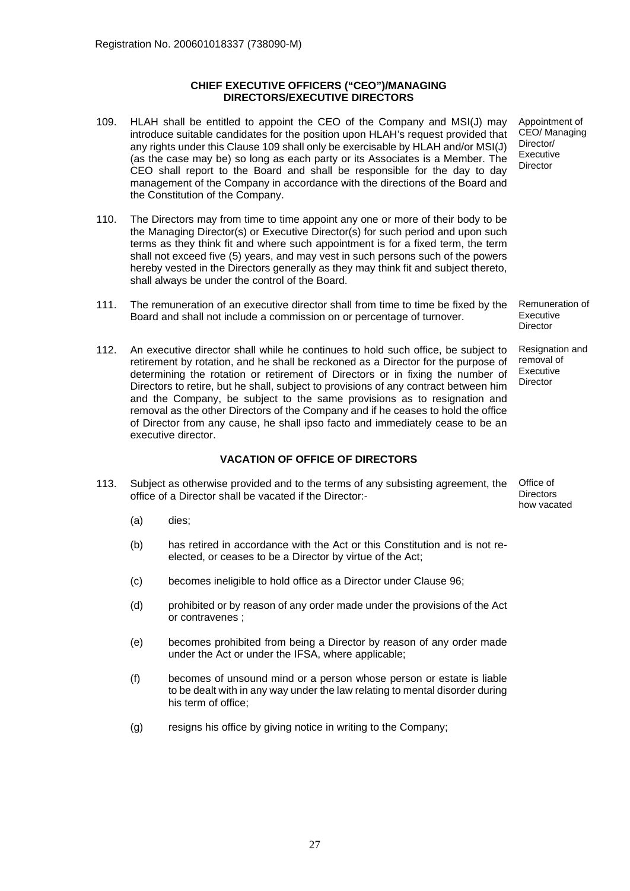Registration No. 200601018337 (738090-M)

## CHIEF EXECUTIVE OFFICERS ("CEO")/MANAGING DIRECTORS/EXECUTIVE DIRECTORS

109. HLAH shall be entitled to appoint the CEO of the Company and MSI(J) may introduce suitable candidates for the position upon HLAH's request provided that any rights under this Clause 109 shall only be exercisable by HLAH and/or MSI(J) (as the case may be) so long as each party or its Associates is a Member. The CEO shall report to the Board and shall be responsible for the day to day management of the Company in accordance with the directions of the Board and the Constitution of the Company.

*Appointment of CEO/ Managing Director/ Executive Director*

110. The Directors may from time to time appoint any one or more of their body to be the Managing Director(s) or Executive Director(s) for such period and upon such terms as they think fit and where such appointment is for a fixed term, the term shall not exceed five (5) years, and may vest in such persons such of the powers hereby vested in the Directors generally as they may think fit and subject thereto, shall always be under the control of the Board.

111. The remuneration of an executive director shall from time to time be fixed by the Board and shall not include a commission on or percentage of turnover.

*Remuneration of Executive Director*

112. An executive director shall while he continues to hold such office, be subject to retirement by rotation, and he shall be reckoned as a Director for the purpose of determining the rotation or retirement of Directors or in fixing the number of Directors to retire, but he shall, subject to provisions of any contract between him and the Company, be subject to the same provisions as to resignation and removal as the other Directors of the Company and if he ceases to hold the office of Director from any cause, he shall ipso facto and immediately cease to be an executive director.

*Resignation and removal of Executive Director*

## VACATION OF OFFICE OF DIRECTORS

113. Subject as otherwise provided and to the terms of any subsisting agreement, the office of a Director shall be vacated if the Director:-

*Office of Directors how vacated*

(a) dies;

(b) has retired in accordance with the Act or this Constitution and is not re-elected, or ceases to be a Director by virtue of the Act;

(c) becomes ineligible to hold office as a Director under Clause 96;

(d) prohibited or by reason of any order made under the provisions of the Act or contravenes ;

(e) becomes prohibited from being a Director by reason of any order made under the Act or under the IFSA, where applicable;

(f) becomes of unsound mind or a person whose person or estate is liable to be dealt with in any way under the law relating to mental disorder during his term of office;

(g) resigns his office by giving notice in writing to the Company;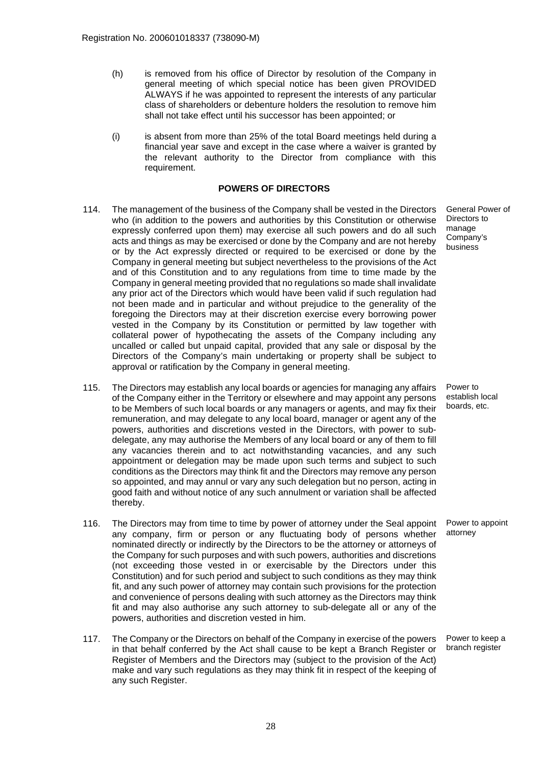(h) is removed from his office of Director by resolution of the Company in general meeting of which special notice has been given PROVIDED ALWAYS if he was appointed to represent the interests of any particular class of shareholders or debenture holders the resolution to remove him shall not take effect until his successor has been appointed; or

(i) is absent from more than 25% of the total Board meetings held during a financial year save and except in the case where a waiver is granted by the relevant authority to the Director from compliance with this requirement.

## POWERS OF DIRECTORS

114. The management of the business of the Company shall be vested in the Directors who (in addition to the powers and authorities by this Constitution or otherwise expressly conferred upon them) may exercise all such powers and do all such acts and things as may be exercised or done by the Company and are not hereby or by the Act expressly directed or required to be exercised or done by the Company in general meeting but subject nevertheless to the provisions of the Act and of this Constitution and to any regulations from time to time made by the Company in general meeting provided that no regulations so made shall invalidate any prior act of the Directors which would have been valid if such regulation had not been made and in particular and without prejudice to the generality of the foregoing the Directors may at their discretion exercise every borrowing power vested in the Company by its Constitution or permitted by law together with collateral power of hypothecating the assets of the Company including any uncalled or called but unpaid capital, provided that any sale or disposal by the Directors of the Company's main undertaking or property shall be subject to approval or ratification by the Company in general meeting.

*General Power of Directors to manage Company's business*

115. The Directors may establish any local boards or agencies for managing any affairs of the Company either in the Territory or elsewhere and may appoint any persons to be Members of such local boards or any managers or agents, and may fix their remuneration, and may delegate to any local board, manager or agent any of the powers, authorities and discretions vested in the Directors, with power to sub-delegate, any may authorise the Members of any local board or any of them to fill any vacancies therein and to act notwithstanding vacancies, and any such appointment or delegation may be made upon such terms and subject to such conditions as the Directors may think fit and the Directors may remove any person so appointed, and may annul or vary any such delegation but no person, acting in good faith and without notice of any such annulment or variation shall be affected thereby.

*Power to establish local boards, etc.*

116. The Directors may from time to time by power of attorney under the Seal appoint any company, firm or person or any fluctuating body of persons whether nominated directly or indirectly by the Directors to be the attorney or attorneys of the Company for such purposes and with such powers, authorities and discretions (not exceeding those vested in or exercisable by the Directors under this Constitution) and for such period and subject to such conditions as they may think fit, and any such power of attorney may contain such provisions for the protection and convenience of persons dealing with such attorney as the Directors may think fit and may also authorise any such attorney to sub-delegate all or any of the powers, authorities and discretion vested in him.

*Power to appoint attorney*

117. The Company or the Directors on behalf of the Company in exercise of the powers in that behalf conferred by the Act shall cause to be kept a Branch Register or Register of Members and the Directors may (subject to the provision of the Act) make and vary such regulations as they may think fit in respect of the keeping of any such Register.

*Power to keep a branch register*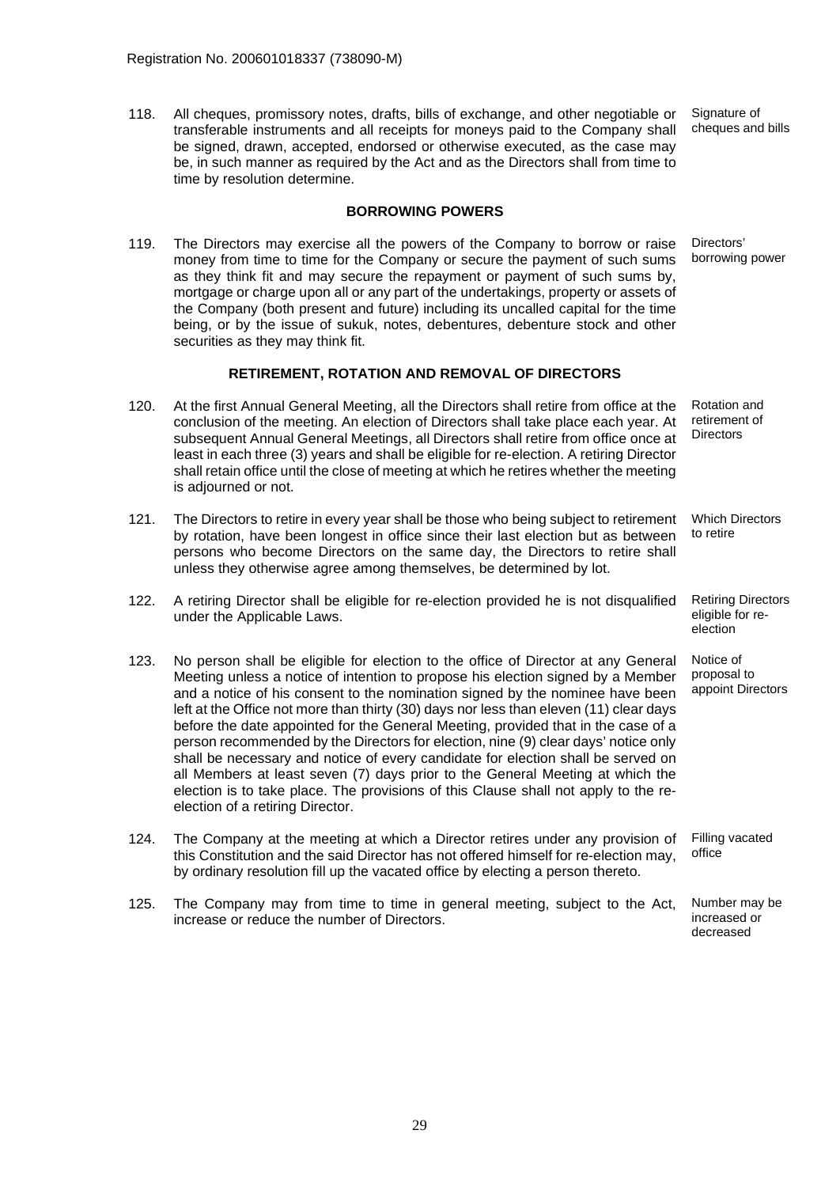118. All cheques, promissory notes, drafts, bills of exchange, and other negotiable or transferable instruments and all receipts for moneys paid to the Company shall be signed, drawn, accepted, endorsed or otherwise executed, as the case may be, in such manner as required by the Act and as the Directors shall from time to time by resolution determine. *Signature of cheques and bills*

## BORROWING POWERS

119. The Directors may exercise all the powers of the Company to borrow or raise money from time to time for the Company or secure the payment of such sums as they think fit and may secure the repayment or payment of such sums by, mortgage or charge upon all or any part of the undertakings, property or assets of the Company (both present and future) including its uncalled capital for the time being, or by the issue of sukuk, notes, debentures, debenture stock and other securities as they may think fit. *Directors' borrowing power*

## RETIREMENT, ROTATION AND REMOVAL OF DIRECTORS

120. At the first Annual General Meeting, all the Directors shall retire from office at the conclusion of the meeting. An election of Directors shall take place each year. At subsequent Annual General Meetings, all Directors shall retire from office once at least in each three (3) years and shall be eligible for re-election. A retiring Director shall retain office until the close of meeting at which he retires whether the meeting is adjourned or not. *Rotation and retirement of Directors*

121. The Directors to retire in every year shall be those who being subject to retirement by rotation, have been longest in office since their last election but as between persons who become Directors on the same day, the Directors to retire shall unless they otherwise agree among themselves, be determined by lot. *Which Directors to retire*

122. A retiring Director shall be eligible for re-election provided he is not disqualified under the Applicable Laws. *Retiring Directors eligible for re-election*

123. No person shall be eligible for election to the office of Director at any General Meeting unless a notice of intention to propose his election signed by a Member and a notice of his consent to the nomination signed by the nominee have been left at the Office not more than thirty (30) days nor less than eleven (11) clear days before the date appointed for the General Meeting, provided that in the case of a person recommended by the Directors for election, nine (9) clear days' notice only shall be necessary and notice of every candidate for election shall be served on all Members at least seven (7) days prior to the General Meeting at which the election is to take place. The provisions of this Clause shall not apply to the re-election of a retiring Director. *Notice of proposal to appoint Directors*

124. The Company at the meeting at which a Director retires under any provision of this Constitution and the said Director has not offered himself for re-election may, by ordinary resolution fill up the vacated office by electing a person thereto. *Filling vacated office*

125. The Company may from time to time in general meeting, subject to the Act, increase or reduce the number of Directors. *Number may be increased or decreased*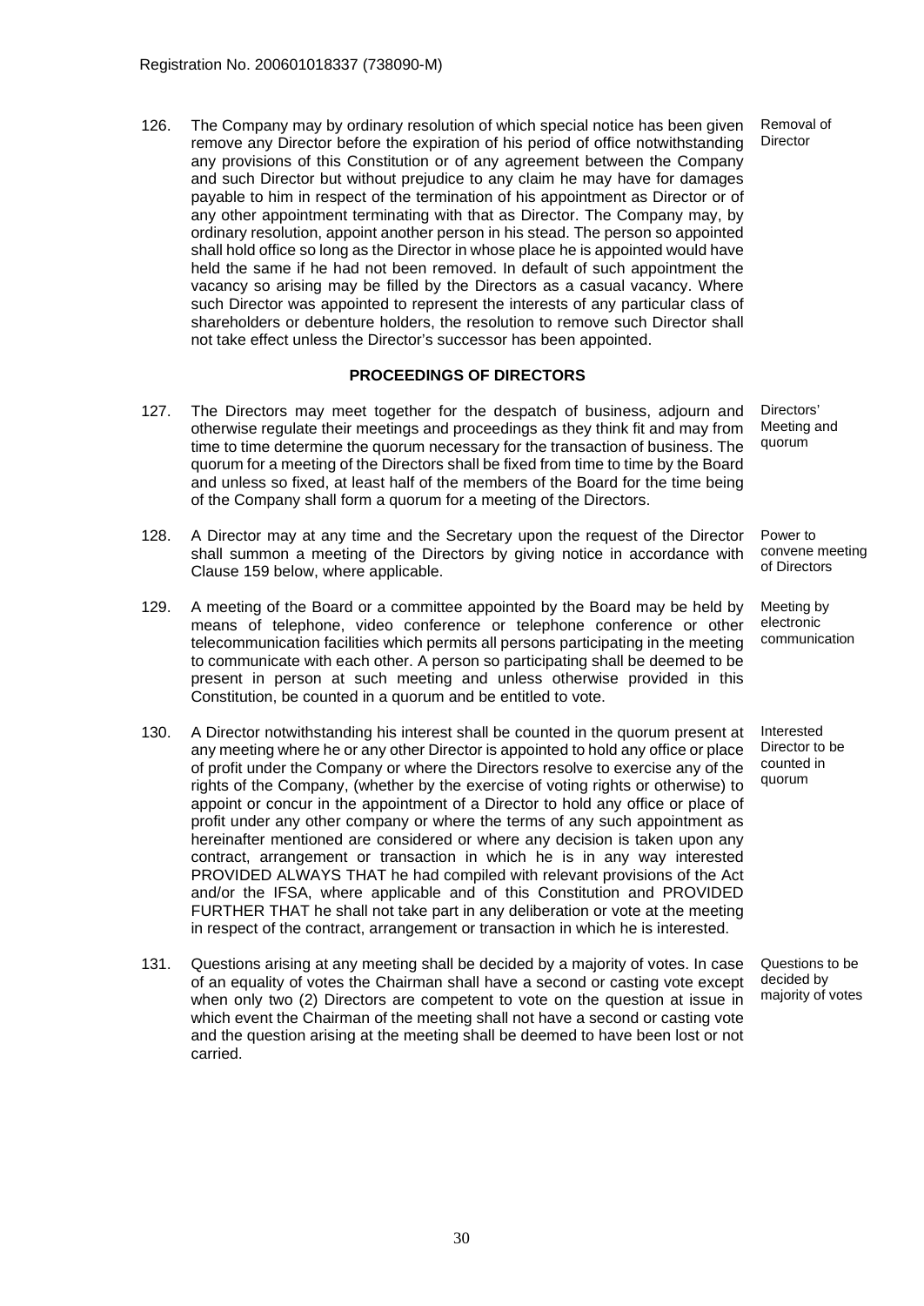126. The Company may by ordinary resolution of which special notice has been given remove any Director before the expiration of his period of office notwithstanding any provisions of this Constitution or of any agreement between the Company and such Director but without prejudice to any claim he may have for damages payable to him in respect of the termination of his appointment as Director or of any other appointment terminating with that as Director. The Company may, by ordinary resolution, appoint another person in his stead. The person so appointed shall hold office so long as the Director in whose place he is appointed would have held the same if he had not been removed. In default of such appointment the vacancy so arising may be filled by the Directors as a casual vacancy. Where such Director was appointed to represent the interests of any particular class of shareholders or debenture holders, the resolution to remove such Director shall not take effect unless the Director's successor has been appointed. — *Removal of Director*

## PROCEEDINGS OF DIRECTORS

127. The Directors may meet together for the despatch of business, adjourn and otherwise regulate their meetings and proceedings as they think fit and may from time to time determine the quorum necessary for the transaction of business. The quorum for a meeting of the Directors shall be fixed from time to time by the Board and unless so fixed, at least half of the members of the Board for the time being of the Company shall form a quorum for a meeting of the Directors. — *Directors' Meeting and quorum*

128. A Director may at any time and the Secretary upon the request of the Director shall summon a meeting of the Directors by giving notice in accordance with Clause 159 below, where applicable. — *Power to convene meeting of Directors*

129. A meeting of the Board or a committee appointed by the Board may be held by means of telephone, video conference or telephone conference or other telecommunication facilities which permits all persons participating in the meeting to communicate with each other. A person so participating shall be deemed to be present in person at such meeting and unless otherwise provided in this Constitution, be counted in a quorum and be entitled to vote. — *Meeting by electronic communication*

130. A Director notwithstanding his interest shall be counted in the quorum present at any meeting where he or any other Director is appointed to hold any office or place of profit under the Company or where the Directors resolve to exercise any of the rights of the Company, (whether by the exercise of voting rights or otherwise) to appoint or concur in the appointment of a Director to hold any office or place of profit under any other company or where the terms of any such appointment as hereinafter mentioned are considered or where any decision is taken upon any contract, arrangement or transaction in which he is in any way interested PROVIDED ALWAYS THAT he had compiled with relevant provisions of the Act and/or the IFSA, where applicable and of this Constitution and PROVIDED FURTHER THAT he shall not take part in any deliberation or vote at the meeting in respect of the contract, arrangement or transaction in which he is interested. — *Interested Director to be counted in quorum*

131. Questions arising at any meeting shall be decided by a majority of votes. In case of an equality of votes the Chairman shall have a second or casting vote except when only two (2) Directors are competent to vote on the question at issue in which event the Chairman of the meeting shall not have a second or casting vote and the question arising at the meeting shall be deemed to have been lost or not carried. — *Questions to be decided by majority of votes*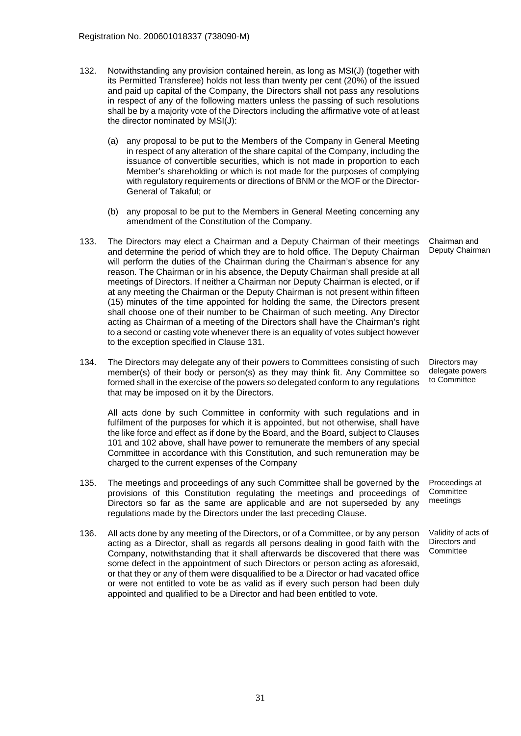132. Notwithstanding any provision contained herein, as long as MSI(J) (together with its Permitted Transferee) holds not less than twenty per cent (20%) of the issued and paid up capital of the Company, the Directors shall not pass any resolutions in respect of any of the following matters unless the passing of such resolutions shall be by a majority vote of the Directors including the affirmative vote of at least the director nominated by MSI(J):

    (a) any proposal to be put to the Members of the Company in General Meeting in respect of any alteration of the share capital of the Company, including the issuance of convertible securities, which is not made in proportion to each Member's shareholding or which is not made for the purposes of complying with regulatory requirements or directions of BNM or the MOF or the Director-General of Takaful; or

    (b) any proposal to be put to the Members in General Meeting concerning any amendment of the Constitution of the Company.

**Chairman and Deputy Chairman**

133. The Directors may elect a Chairman and a Deputy Chairman of their meetings and determine the period of which they are to hold office. The Deputy Chairman will perform the duties of the Chairman during the Chairman's absence for any reason. The Chairman or in his absence, the Deputy Chairman shall preside at all meetings of Directors. If neither a Chairman nor Deputy Chairman is elected, or if at any meeting the Chairman or the Deputy Chairman is not present within fifteen (15) minutes of the time appointed for holding the same, the Directors present shall choose one of their number to be Chairman of such meeting. Any Director acting as Chairman of a meeting of the Directors shall have the Chairman's right to a second or casting vote whenever there is an equality of votes subject however to the exception specified in Clause 131.

**Directors may delegate powers to Committee**

134. The Directors may delegate any of their powers to Committees consisting of such member(s) of their body or person(s) as they may think fit. Any Committee so formed shall in the exercise of the powers so delegated conform to any regulations that may be imposed on it by the Directors.

    All acts done by such Committee in conformity with such regulations and in fulfilment of the purposes for which it is appointed, but not otherwise, shall have the like force and effect as if done by the Board, and the Board, subject to Clauses 101 and 102 above, shall have power to remunerate the members of any special Committee in accordance with this Constitution, and such remuneration may be charged to the current expenses of the Company

**Proceedings at Committee meetings**

135. The meetings and proceedings of any such Committee shall be governed by the provisions of this Constitution regulating the meetings and proceedings of Directors so far as the same are applicable and are not superseded by any regulations made by the Directors under the last preceding Clause.

**Validity of acts of Directors and Committee**

136. All acts done by any meeting of the Directors, or of a Committee, or by any person acting as a Director, shall as regards all persons dealing in good faith with the Company, notwithstanding that it shall afterwards be discovered that there was some defect in the appointment of such Directors or person acting as aforesaid, or that they or any of them were disqualified to be a Director or had vacated office or were not entitled to vote be as valid as if every such person had been duly appointed and qualified to be a Director and had been entitled to vote.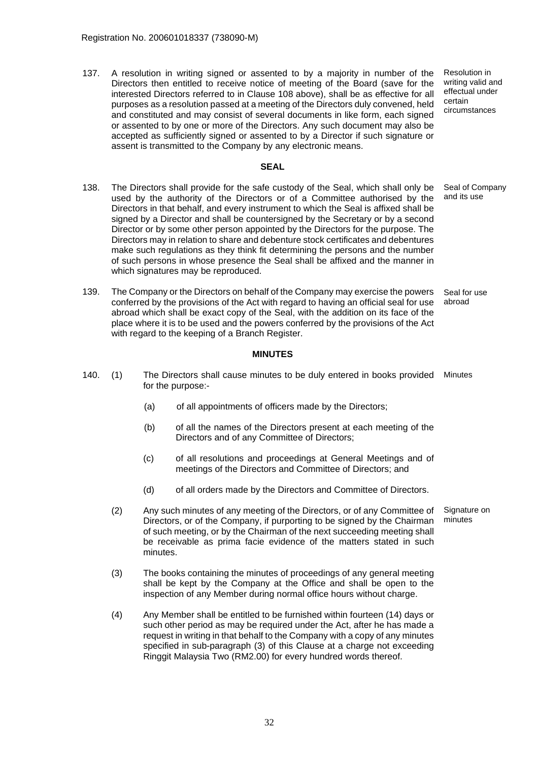137. A resolution in writing signed or assented to by a majority in number of the Directors then entitled to receive notice of meeting of the Board (save for the interested Directors referred to in Clause 108 above), shall be as effective for all purposes as a resolution passed at a meeting of the Directors duly convened, held and constituted and may consist of several documents in like form, each signed or assented to by one or more of the Directors. Any such document may also be accepted as sufficiently signed or assented to by a Director if such signature or assent is transmitted to the Company by any electronic means.

*Resolution in writing valid and effectual under certain circumstances*

## SEAL

138. The Directors shall provide for the safe custody of the Seal, which shall only be used by the authority of the Directors or of a Committee authorised by the Directors in that behalf, and every instrument to which the Seal is affixed shall be signed by a Director and shall be countersigned by the Secretary or by a second Director or by some other person appointed by the Directors for the purpose. The Directors may in relation to share and debenture stock certificates and debentures make such regulations as they think fit determining the persons and the number of such persons in whose presence the Seal shall be affixed and the manner in which signatures may be reproduced.

*Seal of Company and its use*

139. The Company or the Directors on behalf of the Company may exercise the powers conferred by the provisions of the Act with regard to having an official seal for use abroad which shall be exact copy of the Seal, with the addition on its face of the place where it is to be used and the powers conferred by the provisions of the Act with regard to the keeping of a Branch Register.

*Seal for use abroad*

## MINUTES

140. (1) The Directors shall cause minutes to be duly entered in books provided for the purpose:-

*Minutes*

   (a) of all appointments of officers made by the Directors;

   (b) of all the names of the Directors present at each meeting of the Directors and of any Committee of Directors;

   (c) of all resolutions and proceedings at General Meetings and of meetings of the Directors and Committee of Directors; and

   (d) of all orders made by the Directors and Committee of Directors.

(2) Any such minutes of any meeting of the Directors, or of any Committee of Directors, or of the Company, if purporting to be signed by the Chairman of such meeting, or by the Chairman of the next succeeding meeting shall be receivable as prima facie evidence of the matters stated in such minutes.

*Signature on minutes*

(3) The books containing the minutes of proceedings of any general meeting shall be kept by the Company at the Office and shall be open to the inspection of any Member during normal office hours without charge.

(4) Any Member shall be entitled to be furnished within fourteen (14) days or such other period as may be required under the Act, after he has made a request in writing in that behalf to the Company with a copy of any minutes specified in sub-paragraph (3) of this Clause at a charge not exceeding Ringgit Malaysia Two (RM2.00) for every hundred words thereof.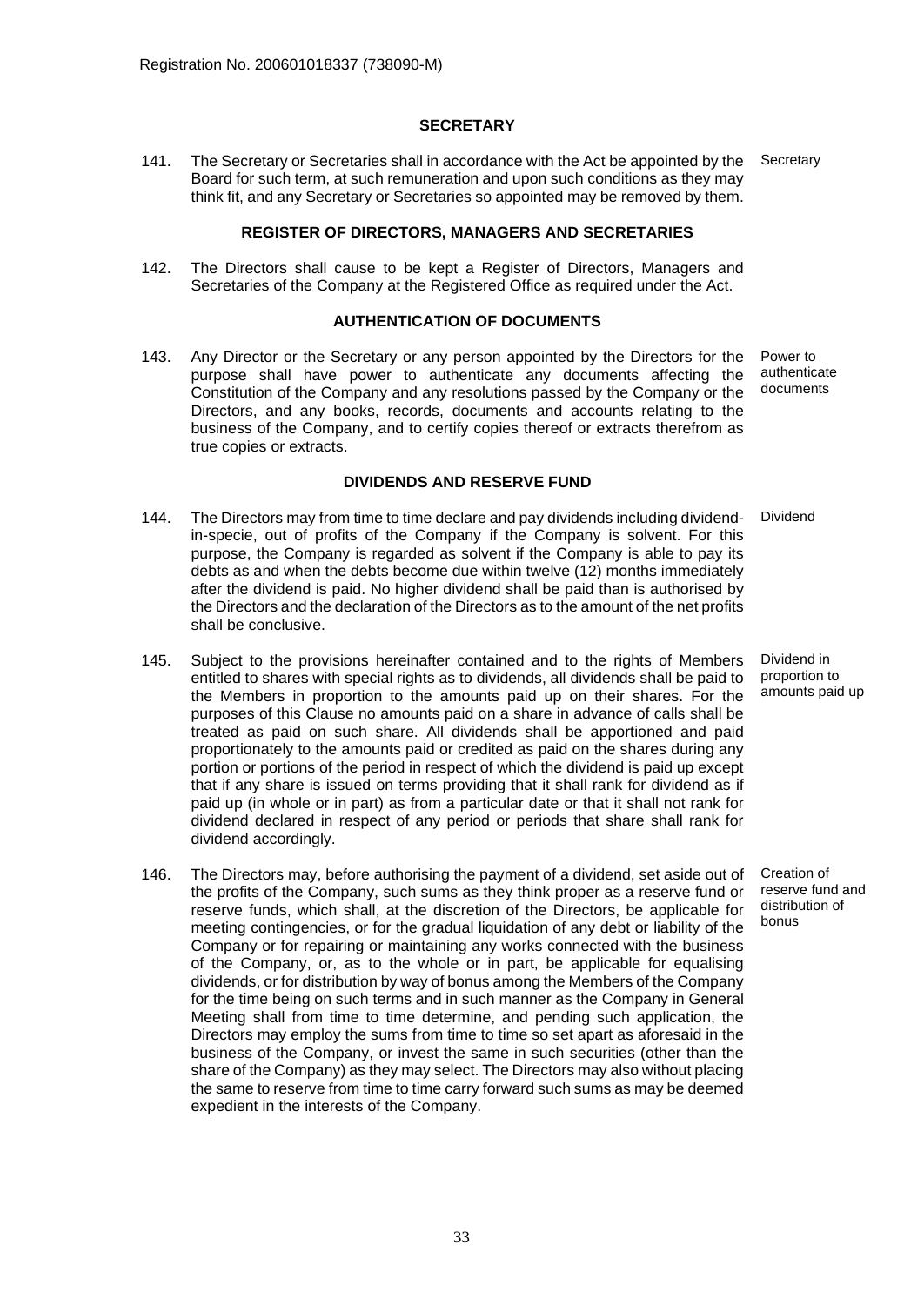Registration No. 200601018337 (738090-M)

## SECRETARY

141. The Secretary or Secretaries shall in accordance with the Act be appointed by the Board for such term, at such remuneration and upon such conditions as they may think fit, and any Secretary or Secretaries so appointed may be removed by them. *Secretary*

## REGISTER OF DIRECTORS, MANAGERS AND SECRETARIES

142. The Directors shall cause to be kept a Register of Directors, Managers and Secretaries of the Company at the Registered Office as required under the Act.

## AUTHENTICATION OF DOCUMENTS

143. Any Director or the Secretary or any person appointed by the Directors for the purpose shall have power to authenticate any documents affecting the Constitution of the Company and any resolutions passed by the Company or the Directors, and any books, records, documents and accounts relating to the business of the Company, and to certify copies thereof or extracts therefrom as true copies or extracts. *Power to authenticate documents*

## DIVIDENDS AND RESERVE FUND

144. The Directors may from time to time declare and pay dividends including dividend-in-specie, out of profits of the Company if the Company is solvent. For this purpose, the Company is regarded as solvent if the Company is able to pay its debts as and when the debts become due within twelve (12) months immediately after the dividend is paid. No higher dividend shall be paid than is authorised by the Directors and the declaration of the Directors as to the amount of the net profits shall be conclusive. *Dividend*

145. Subject to the provisions hereinafter contained and to the rights of Members entitled to shares with special rights as to dividends, all dividends shall be paid to the Members in proportion to the amounts paid up on their shares. For the purposes of this Clause no amounts paid on a share in advance of calls shall be treated as paid on such share. All dividends shall be apportioned and paid proportionately to the amounts paid or credited as paid on the shares during any portion or portions of the period in respect of which the dividend is paid up except that if any share is issued on terms providing that it shall rank for dividend as if paid up (in whole or in part) as from a particular date or that it shall not rank for dividend declared in respect of any period or periods that share shall rank for dividend accordingly. *Dividend in proportion to amounts paid up*

146. The Directors may, before authorising the payment of a dividend, set aside out of the profits of the Company, such sums as they think proper as a reserve fund or reserve funds, which shall, at the discretion of the Directors, be applicable for meeting contingencies, or for the gradual liquidation of any debt or liability of the Company or for repairing or maintaining any works connected with the business of the Company, or, as to the whole or in part, be applicable for equalising dividends, or for distribution by way of bonus among the Members of the Company for the time being on such terms and in such manner as the Company in General Meeting shall from time to time determine, and pending such application, the Directors may employ the sums from time to time so set apart as aforesaid in the business of the Company, or invest the same in such securities (other than the share of the Company) as they may select. The Directors may also without placing the same to reserve from time to time carry forward such sums as may be deemed expedient in the interests of the Company. *Creation of reserve fund and distribution of bonus*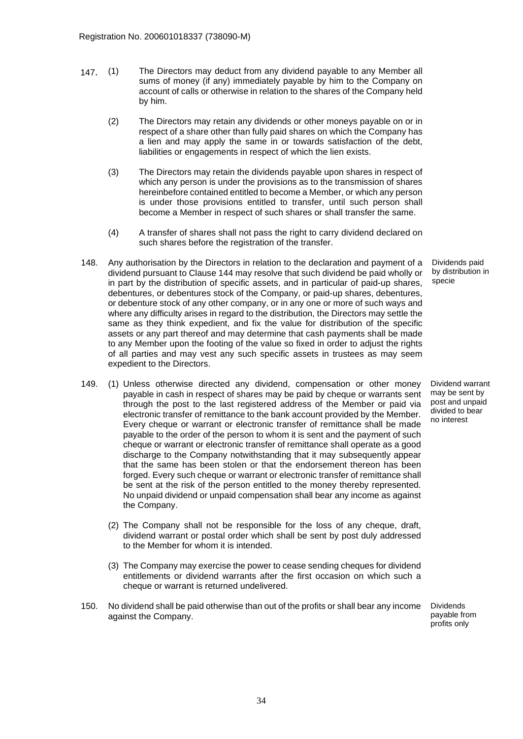Registration No. 200601018337 (738090-M)

147. (1) The Directors may deduct from any dividend payable to any Member all sums of money (if any) immediately payable by him to the Company on account of calls or otherwise in relation to the shares of the Company held by him.

(2) The Directors may retain any dividends or other moneys payable on or in respect of a share other than fully paid shares on which the Company has a lien and may apply the same in or towards satisfaction of the debt, liabilities or engagements in respect of which the lien exists.

(3) The Directors may retain the dividends payable upon shares in respect of which any person is under the provisions as to the transmission of shares hereinbefore contained entitled to become a Member, or which any person is under those provisions entitled to transfer, until such person shall become a Member in respect of such shares or shall transfer the same.

(4) A transfer of shares shall not pass the right to carry dividend declared on such shares before the registration of the transfer.

148. *Dividends paid by distribution in specie*

Any authorisation by the Directors in relation to the declaration and payment of a dividend pursuant to Clause 144 may resolve that such dividend be paid wholly or in part by the distribution of specific assets, and in particular of paid-up shares, debentures, or debentures stock of the Company, or paid-up shares, debentures, or debenture stock of any other company, or in any one or more of such ways and where any difficulty arises in regard to the distribution, the Directors may settle the same as they think expedient, and fix the value for distribution of the specific assets or any part thereof and may determine that cash payments shall be made to any Member upon the footing of the value so fixed in order to adjust the rights of all parties and may vest any such specific assets in trustees as may seem expedient to the Directors.

149. *Dividend warrant may be sent by post and unpaid divided to bear no interest*

(1) Unless otherwise directed any dividend, compensation or other money payable in cash in respect of shares may be paid by cheque or warrants sent through the post to the last registered address of the Member or paid via electronic transfer of remittance to the bank account provided by the Member. Every cheque or warrant or electronic transfer of remittance shall be made payable to the order of the person to whom it is sent and the payment of such cheque or warrant or electronic transfer of remittance shall operate as a good discharge to the Company notwithstanding that it may subsequently appear that the same has been stolen or that the endorsement thereon has been forged. Every such cheque or warrant or electronic transfer of remittance shall be sent at the risk of the person entitled to the money thereby represented. No unpaid dividend or unpaid compensation shall bear any income as against the Company.

(2) The Company shall not be responsible for the loss of any cheque, draft, dividend warrant or postal order which shall be sent by post duly addressed to the Member for whom it is intended.

(3) The Company may exercise the power to cease sending cheques for dividend entitlements or dividend warrants after the first occasion on which such a cheque or warrant is returned undelivered.

150. *Dividends payable from profits only*

No dividend shall be paid otherwise than out of the profits or shall bear any income against the Company.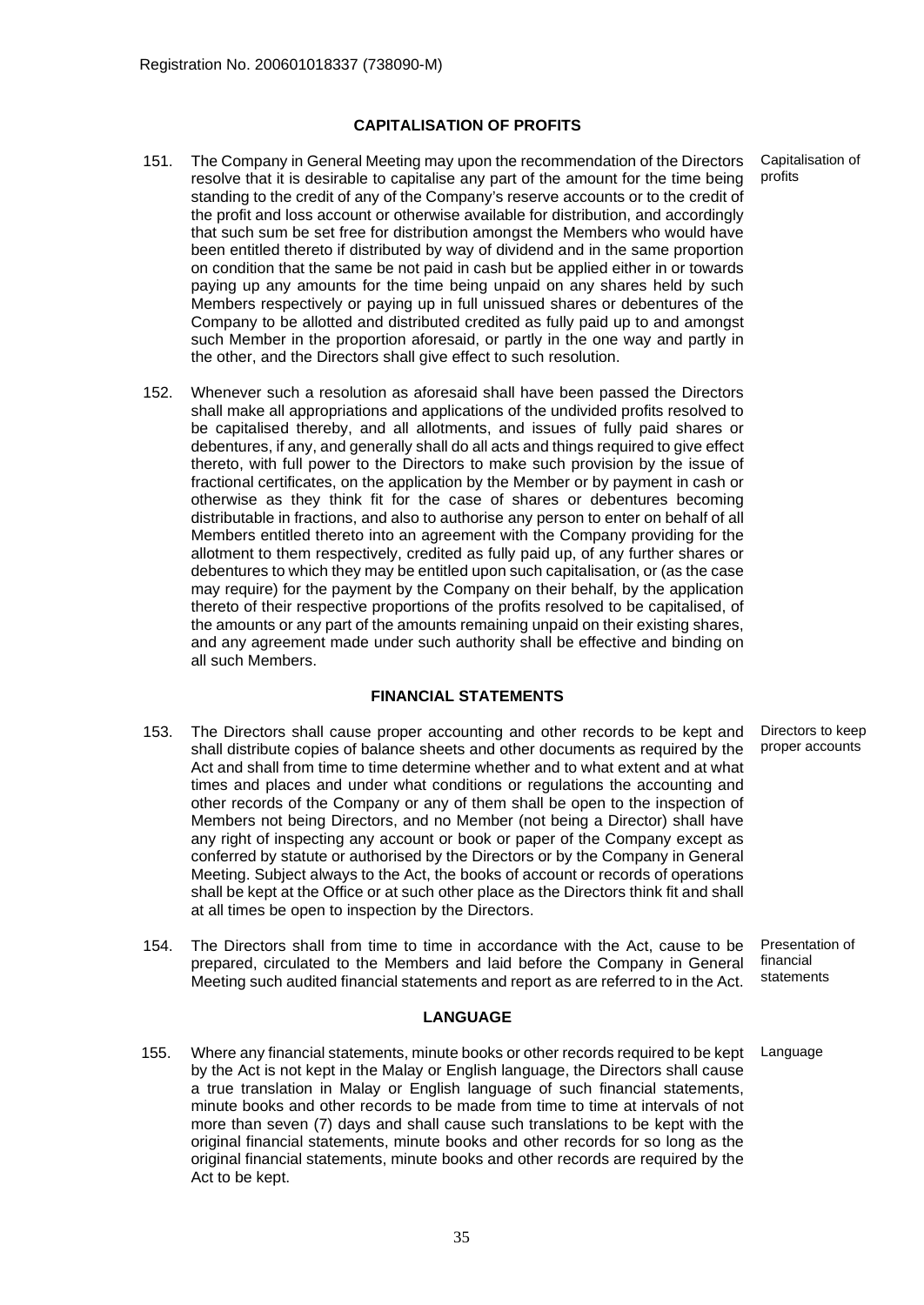## CAPITALISATION OF PROFITS

151. The Company in General Meeting may upon the recommendation of the Directors resolve that it is desirable to capitalise any part of the amount for the time being standing to the credit of any of the Company's reserve accounts or to the credit of the profit and loss account or otherwise available for distribution, and accordingly that such sum be set free for distribution amongst the Members who would have been entitled thereto if distributed by way of dividend and in the same proportion on condition that the same be not paid in cash but be applied either in or towards paying up any amounts for the time being unpaid on any shares held by such Members respectively or paying up in full unissued shares or debentures of the Company to be allotted and distributed credited as fully paid up to and amongst such Member in the proportion aforesaid, or partly in the one way and partly in the other, and the Directors shall give effect to such resolution. *Capitalisation of profits*

152. Whenever such a resolution as aforesaid shall have been passed the Directors shall make all appropriations and applications of the undivided profits resolved to be capitalised thereby, and all allotments, and issues of fully paid shares or debentures, if any, and generally shall do all acts and things required to give effect thereto, with full power to the Directors to make such provision by the issue of fractional certificates, on the application by the Member or by payment in cash or otherwise as they think fit for the case of shares or debentures becoming distributable in fractions, and also to authorise any person to enter on behalf of all Members entitled thereto into an agreement with the Company providing for the allotment to them respectively, credited as fully paid up, of any further shares or debentures to which they may be entitled upon such capitalisation, or (as the case may require) for the payment by the Company on their behalf, by the application thereto of their respective proportions of the profits resolved to be capitalised, of the amounts or any part of the amounts remaining unpaid on their existing shares, and any agreement made under such authority shall be effective and binding on all such Members.

## FINANCIAL STATEMENTS

153. The Directors shall cause proper accounting and other records to be kept and shall distribute copies of balance sheets and other documents as required by the Act and shall from time to time determine whether and to what extent and at what times and places and under what conditions or regulations the accounting and other records of the Company or any of them shall be open to the inspection of Members not being Directors, and no Member (not being a Director) shall have any right of inspecting any account or book or paper of the Company except as conferred by statute or authorised by the Directors or by the Company in General Meeting. Subject always to the Act, the books of account or records of operations shall be kept at the Office or at such other place as the Directors think fit and shall at all times be open to inspection by the Directors. *Directors to keep proper accounts*

154. The Directors shall from time to time in accordance with the Act, cause to be prepared, circulated to the Members and laid before the Company in General Meeting such audited financial statements and report as are referred to in the Act. *Presentation of financial statements*

## LANGUAGE

155. Where any financial statements, minute books or other records required to be kept by the Act is not kept in the Malay or English language, the Directors shall cause a true translation in Malay or English language of such financial statements, minute books and other records to be made from time to time at intervals of not more than seven (7) days and shall cause such translations to be kept with the original financial statements, minute books and other records for so long as the original financial statements, minute books and other records are required by the Act to be kept. *Language*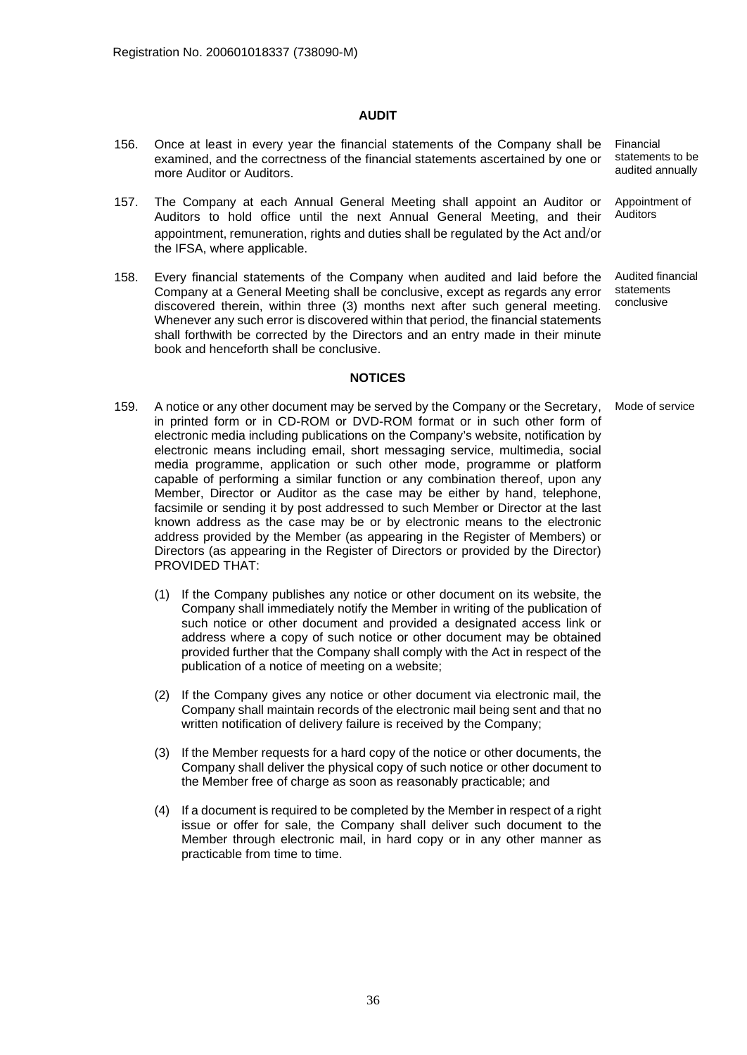## AUDIT

156. Once at least in every year the financial statements of the Company shall be examined, and the correctness of the financial statements ascertained by one or more Auditor or Auditors.

*Financial statements to be audited annually*

157. The Company at each Annual General Meeting shall appoint an Auditor or Auditors to hold office until the next Annual General Meeting, and their appointment, remuneration, rights and duties shall be regulated by the Act and/or the IFSA, where applicable.

*Appointment of Auditors*

158. Every financial statements of the Company when audited and laid before the Company at a General Meeting shall be conclusive, except as regards any error discovered therein, within three (3) months next after such general meeting. Whenever any such error is discovered within that period, the financial statements shall forthwith be corrected by the Directors and an entry made in their minute book and henceforth shall be conclusive.

*Audited financial statements conclusive*

## NOTICES

159. A notice or any other document may be served by the Company or the Secretary, in printed form or in CD-ROM or DVD-ROM format or in such other form of electronic media including publications on the Company's website, notification by electronic means including email, short messaging service, multimedia, social media programme, application or such other mode, programme or platform capable of performing a similar function or any combination thereof, upon any Member, Director or Auditor as the case may be either by hand, telephone, facsimile or sending it by post addressed to such Member or Director at the last known address as the case may be or by electronic means to the electronic address provided by the Member (as appearing in the Register of Members) or Directors (as appearing in the Register of Directors or provided by the Director) PROVIDED THAT:

*Mode of service*

   (1) If the Company publishes any notice or other document on its website, the Company shall immediately notify the Member in writing of the publication of such notice or other document and provided a designated access link or address where a copy of such notice or other document may be obtained provided further that the Company shall comply with the Act in respect of the publication of a notice of meeting on a website;

   (2) If the Company gives any notice or other document via electronic mail, the Company shall maintain records of the electronic mail being sent and that no written notification of delivery failure is received by the Company;

   (3) If the Member requests for a hard copy of the notice or other documents, the Company shall deliver the physical copy of such notice or other document to the Member free of charge as soon as reasonably practicable; and

   (4) If a document is required to be completed by the Member in respect of a right issue or offer for sale, the Company shall deliver such document to the Member through electronic mail, in hard copy or in any other manner as practicable from time to time.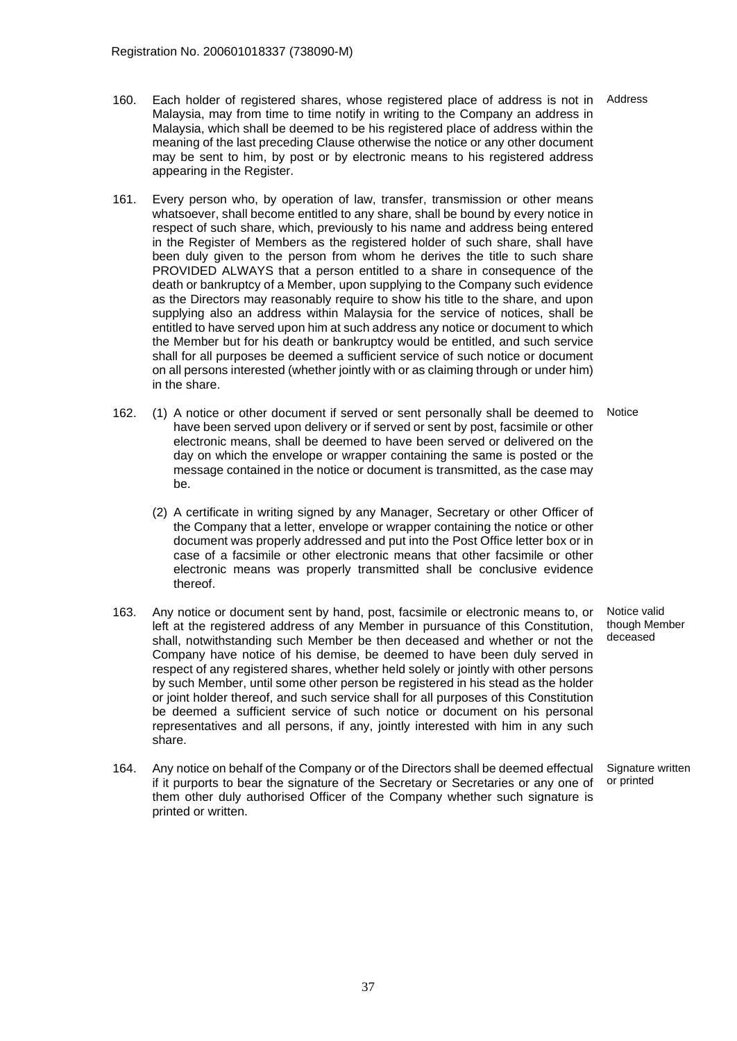160. Each holder of registered shares, whose registered place of address is not in Malaysia, may from time to time notify in writing to the Company an address in Malaysia, which shall be deemed to be his registered place of address within the meaning of the last preceding Clause otherwise the notice or any other document may be sent to him, by post or by electronic means to his registered address appearing in the Register. *Address*

161. Every person who, by operation of law, transfer, transmission or other means whatsoever, shall become entitled to any share, shall be bound by every notice in respect of such share, which, previously to his name and address being entered in the Register of Members as the registered holder of such share, shall have been duly given to the person from whom he derives the title to such share PROVIDED ALWAYS that a person entitled to a share in consequence of the death or bankruptcy of a Member, upon supplying to the Company such evidence as the Directors may reasonably require to show his title to the share, and upon supplying also an address within Malaysia for the service of notices, shall be entitled to have served upon him at such address any notice or document to which the Member but for his death or bankruptcy would be entitled, and such service shall for all purposes be deemed a sufficient service of such notice or document on all persons interested (whether jointly with or as claiming through or under him) in the share.

162. *Notice*

(1) A notice or other document if served or sent personally shall be deemed to have been served upon delivery or if served or sent by post, facsimile or other electronic means, shall be deemed to have been served or delivered on the day on which the envelope or wrapper containing the same is posted or the message contained in the notice or document is transmitted, as the case may be.

(2) A certificate in writing signed by any Manager, Secretary or other Officer of the Company that a letter, envelope or wrapper containing the notice or other document was properly addressed and put into the Post Office letter box or in case of a facsimile or other electronic means that other facsimile or other electronic means was properly transmitted shall be conclusive evidence thereof.

163. Any notice or document sent by hand, post, facsimile or electronic means to, or left at the registered address of any Member in pursuance of this Constitution, shall, notwithstanding such Member be then deceased and whether or not the Company have notice of his demise, be deemed to have been duly served in respect of any registered shares, whether held solely or jointly with other persons by such Member, until some other person be registered in his stead as the holder or joint holder thereof, and such service shall for all purposes of this Constitution be deemed a sufficient service of such notice or document on his personal representatives and all persons, if any, jointly interested with him in any such share. *Notice valid though Member deceased*

164. Any notice on behalf of the Company or of the Directors shall be deemed effectual if it purports to bear the signature of the Secretary or Secretaries or any one of them other duly authorised Officer of the Company whether such signature is printed or written. *Signature written or printed*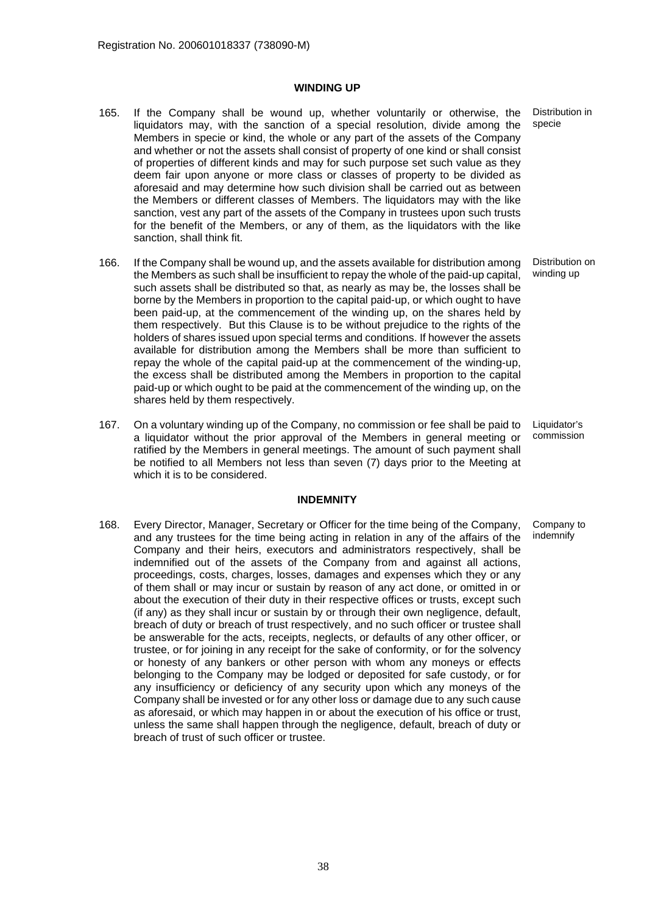Registration No. 200601018337 (738090-M)

## WINDING UP

165. If the Company shall be wound up, whether voluntarily or otherwise, the liquidators may, with the sanction of a special resolution, divide among the Members in specie or kind, the whole or any part of the assets of the Company and whether or not the assets shall consist of property of one kind or shall consist of properties of different kinds and may for such purpose set such value as they deem fair upon anyone or more class or classes of property to be divided as aforesaid and may determine how such division shall be carried out as between the Members or different classes of Members. The liquidators may with the like sanction, vest any part of the assets of the Company in trustees upon such trusts for the benefit of the Members, or any of them, as the liquidators with the like sanction, shall think fit.

*Distribution in specie*

166. If the Company shall be wound up, and the assets available for distribution among the Members as such shall be insufficient to repay the whole of the paid-up capital, such assets shall be distributed so that, as nearly as may be, the losses shall be borne by the Members in proportion to the capital paid-up, or which ought to have been paid-up, at the commencement of the winding up, on the shares held by them respectively. But this Clause is to be without prejudice to the rights of the holders of shares issued upon special terms and conditions. If however the assets available for distribution among the Members shall be more than sufficient to repay the whole of the capital paid-up at the commencement of the winding-up, the excess shall be distributed among the Members in proportion to the capital paid-up or which ought to be paid at the commencement of the winding up, on the shares held by them respectively.

*Distribution on winding up*

167. On a voluntary winding up of the Company, no commission or fee shall be paid to a liquidator without the prior approval of the Members in general meeting or ratified by the Members in general meetings. The amount of such payment shall be notified to all Members not less than seven (7) days prior to the Meeting at which it is to be considered.

*Liquidator's commission*

## INDEMNITY

168. Every Director, Manager, Secretary or Officer for the time being of the Company, and any trustees for the time being acting in relation in any of the affairs of the Company and their heirs, executors and administrators respectively, shall be indemnified out of the assets of the Company from and against all actions, proceedings, costs, charges, losses, damages and expenses which they or any of them shall or may incur or sustain by reason of any act done, or omitted in or about the execution of their duty in their respective offices or trusts, except such (if any) as they shall incur or sustain by or through their own negligence, default, breach of duty or breach of trust respectively, and no such officer or trustee shall be answerable for the acts, receipts, neglects, or defaults of any other officer, or trustee, or for joining in any receipt for the sake of conformity, or for the solvency or honesty of any bankers or other person with whom any moneys or effects belonging to the Company may be lodged or deposited for safe custody, or for any insufficiency or deficiency of any security upon which any moneys of the Company shall be invested or for any other loss or damage due to any such cause as aforesaid, or which may happen in or about the execution of his office or trust, unless the same shall happen through the negligence, default, breach of duty or breach of trust of such officer or trustee.

*Company to indemnify*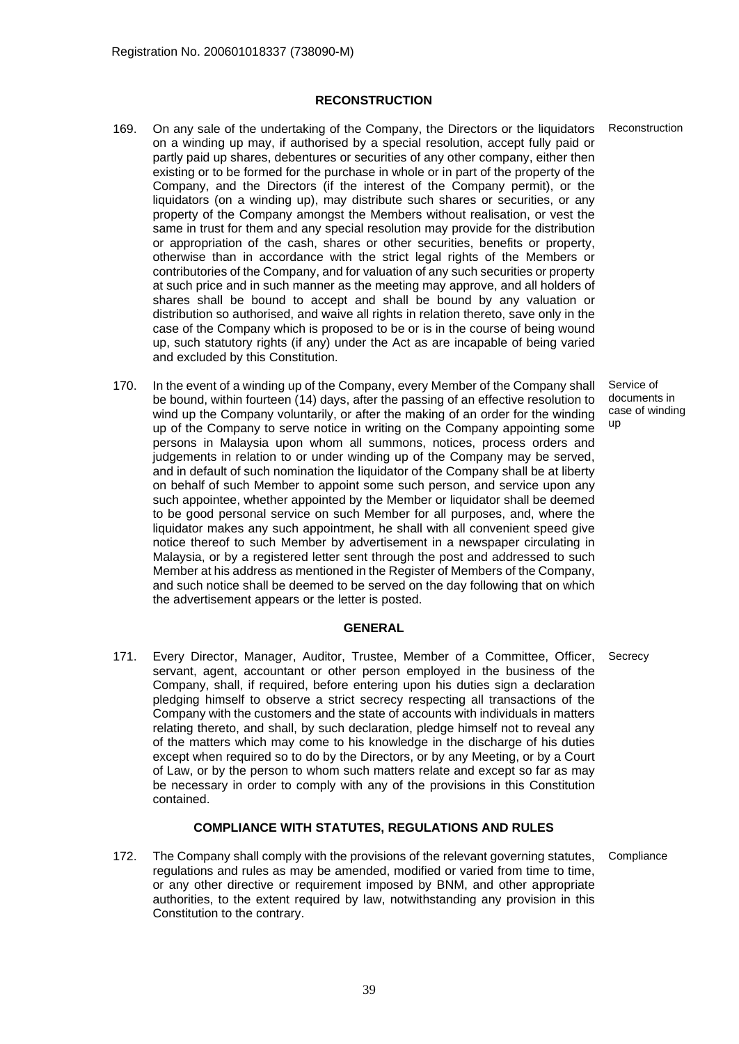## RECONSTRUCTION

169. On any sale of the undertaking of the Company, the Directors or the liquidators on a winding up may, if authorised by a special resolution, accept fully paid or partly paid up shares, debentures or securities of any other company, either then existing or to be formed for the purchase in whole or in part of the property of the Company, and the Directors (if the interest of the Company permit), or the liquidators (on a winding up), may distribute such shares or securities, or any property of the Company amongst the Members without realisation, or vest the same in trust for them and any special resolution may provide for the distribution or appropriation of the cash, shares or other securities, benefits or property, otherwise than in accordance with the strict legal rights of the Members or contributories of the Company, and for valuation of any such securities or property at such price and in such manner as the meeting may approve, and all holders of shares shall be bound to accept and shall be bound by any valuation or distribution so authorised, and waive all rights in relation thereto, save only in the case of the Company which is proposed to be or is in the course of being wound up, such statutory rights (if any) under the Act as are incapable of being varied and excluded by this Constitution.

Reconstruction

170. In the event of a winding up of the Company, every Member of the Company shall be bound, within fourteen (14) days, after the passing of an effective resolution to wind up the Company voluntarily, or after the making of an order for the winding up of the Company to serve notice in writing on the Company appointing some persons in Malaysia upon whom all summons, notices, process orders and judgements in relation to or under winding up of the Company may be served, and in default of such nomination the liquidator of the Company shall be at liberty on behalf of such Member to appoint some such person, and service upon any such appointee, whether appointed by the Member or liquidator shall be deemed to be good personal service on such Member for all purposes, and, where the liquidator makes any such appointment, he shall with all convenient speed give notice thereof to such Member by advertisement in a newspaper circulating in Malaysia, or by a registered letter sent through the post and addressed to such Member at his address as mentioned in the Register of Members of the Company, and such notice shall be deemed to be served on the day following that on which the advertisement appears or the letter is posted.

Service of documents in case of winding up

## GENERAL

171. Every Director, Manager, Auditor, Trustee, Member of a Committee, Officer, servant, agent, accountant or other person employed in the business of the Company, shall, if required, before entering upon his duties sign a declaration pledging himself to observe a strict secrecy respecting all transactions of the Company with the customers and the state of accounts with individuals in matters relating thereto, and shall, by such declaration, pledge himself not to reveal any of the matters which may come to his knowledge in the discharge of his duties except when required so to do by the Directors, or by any Meeting, or by a Court of Law, or by the person to whom such matters relate and except so far as may be necessary in order to comply with any of the provisions in this Constitution contained.

Secrecy

## COMPLIANCE WITH STATUTES, REGULATIONS AND RULES

172. The Company shall comply with the provisions of the relevant governing statutes, regulations and rules as may be amended, modified or varied from time to time, or any other directive or requirement imposed by BNM, and other appropriate authorities, to the extent required by law, notwithstanding any provision in this Constitution to the contrary.

Compliance